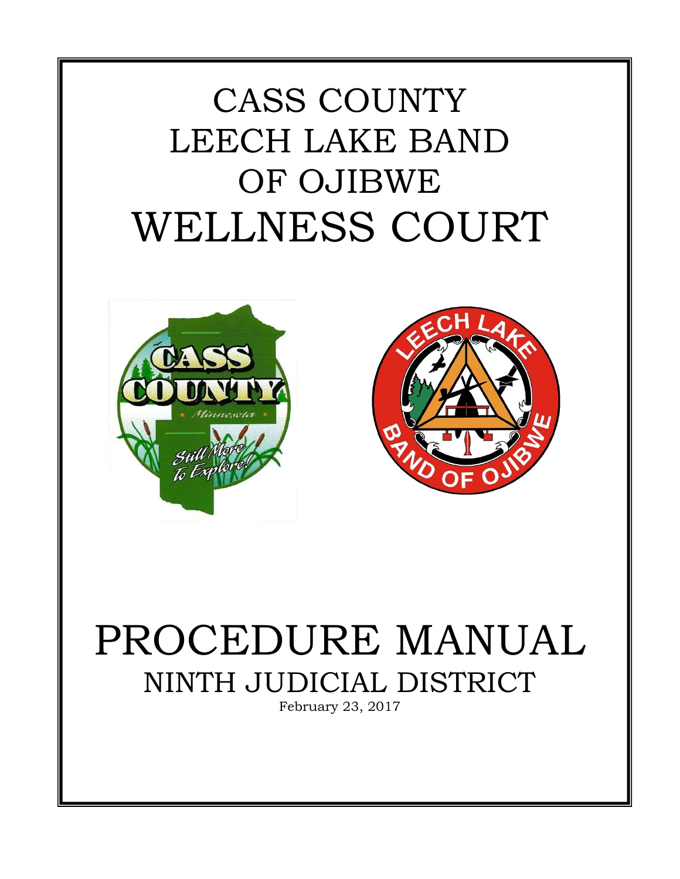# CASS COUNTY LEECH LAKE BAND OF OJIBWE WELLNESS COURT

# PROCEDURE MANUAL

## NINTH JUDICIAL DISTRICT

February 23, 2017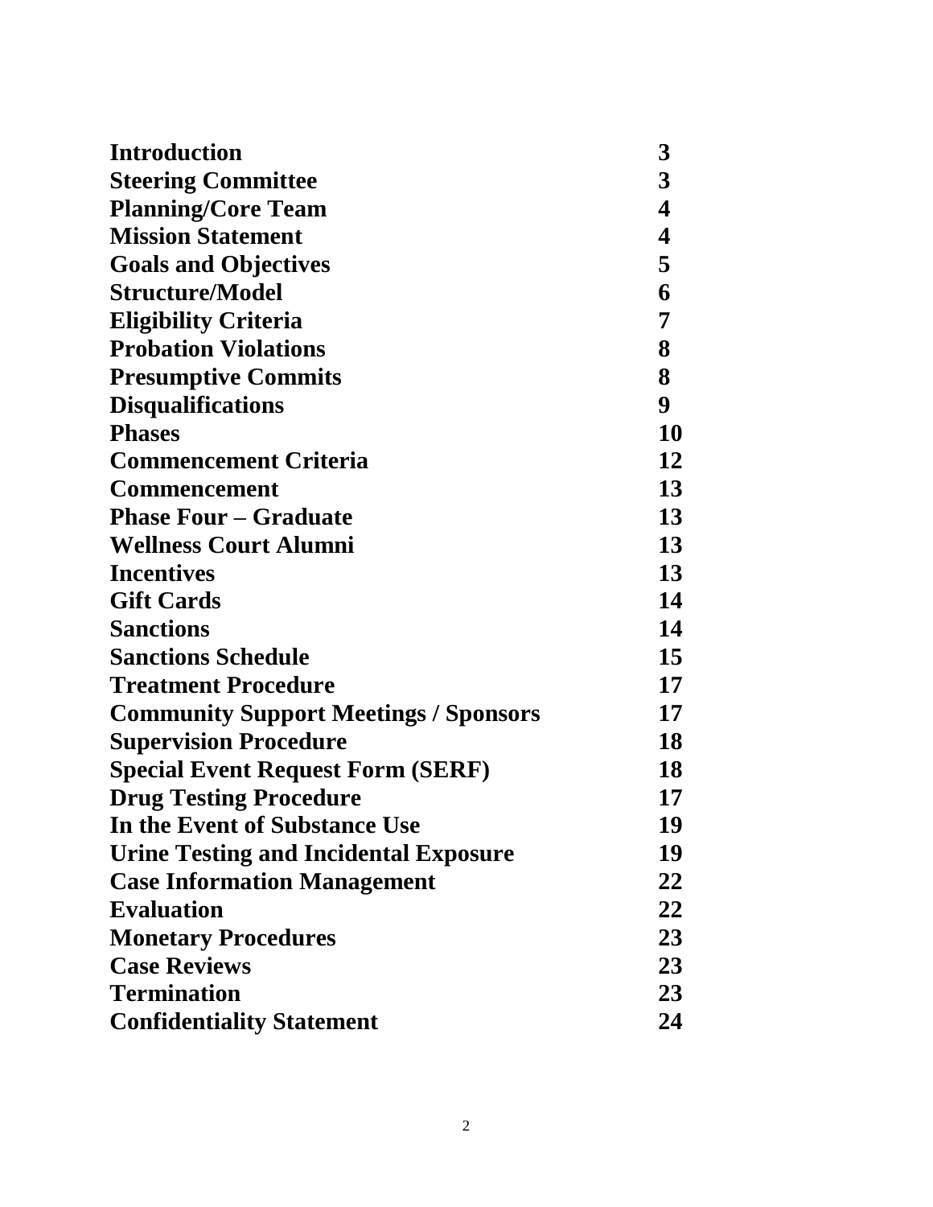| | |
|---|---|
| **Introduction** | **3** |
| **Steering Committee** | **3** |
| **Planning/Core Team** | **4** |
| **Mission Statement** | **4** |
| **Goals and Objectives** | **5** |
| **Structure/Model** | **6** |
| **Eligibility Criteria** | **7** |
| **Probation Violations** | **8** |
| **Presumptive Commits** | **8** |
| **Disqualifications** | **9** |
| **Phases** | **10** |
| **Commencement Criteria** | **12** |
| **Commencement** | **13** |
| **Phase Four – Graduate** | **13** |
| **Wellness Court Alumni** | **13** |
| **Incentives** | **13** |
| **Gift Cards** | **14** |
| **Sanctions** | **14** |
| **Sanctions Schedule** | **15** |
| **Treatment Procedure** | **17** |
| **Community Support Meetings / Sponsors** | **17** |
| **Supervision Procedure** | **18** |
| **Special Event Request Form (SERF)** | **18** |
| **Drug Testing Procedure** | **17** |
| **In the Event of Substance Use** | **19** |
| **Urine Testing and Incidental Exposure** | **19** |
| **Case Information Management** | **22** |
| **Evaluation** | **22** |
| **Monetary Procedures** | **23** |
| **Case Reviews** | **23** |
| **Termination** | **23** |
| **Confidentiality Statement** | **24** |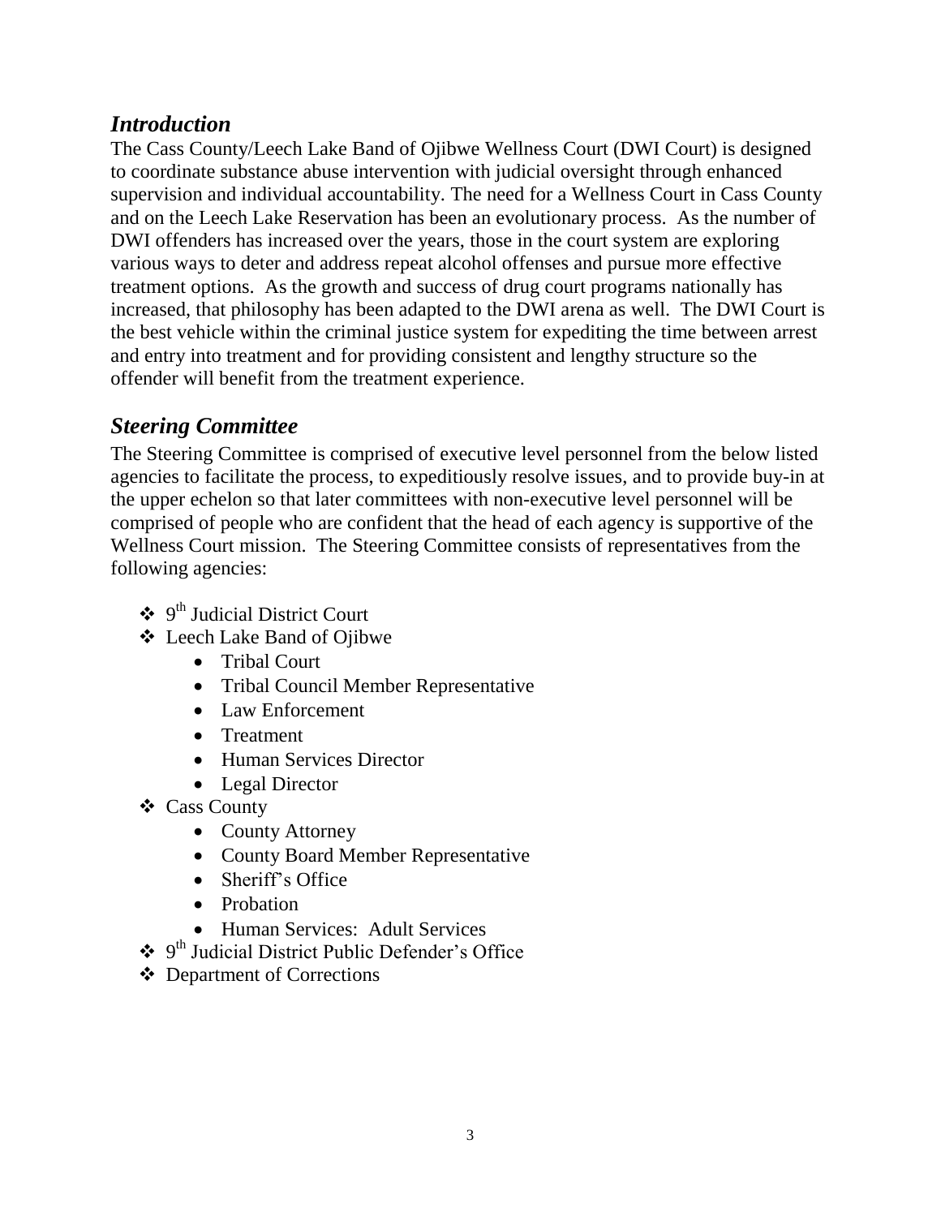## *Introduction*

The Cass County/Leech Lake Band of Ojibwe Wellness Court (DWI Court) is designed to coordinate substance abuse intervention with judicial oversight through enhanced supervision and individual accountability. The need for a Wellness Court in Cass County and on the Leech Lake Reservation has been an evolutionary process. As the number of DWI offenders has increased over the years, those in the court system are exploring various ways to deter and address repeat alcohol offenses and pursue more effective treatment options. As the growth and success of drug court programs nationally has increased, that philosophy has been adapted to the DWI arena as well. The DWI Court is the best vehicle within the criminal justice system for expediting the time between arrest and entry into treatment and for providing consistent and lengthy structure so the offender will benefit from the treatment experience.

## *Steering Committee*

The Steering Committee is comprised of executive level personnel from the below listed agencies to facilitate the process, to expeditiously resolve issues, and to provide buy-in at the upper echelon so that later committees with non-executive level personnel will be comprised of people who are confident that the head of each agency is supportive of the Wellness Court mission. The Steering Committee consists of representatives from the following agencies:

- 9th Judicial District Court
- Leech Lake Band of Ojibwe
  - Tribal Court
  - Tribal Council Member Representative
  - Law Enforcement
  - Treatment
  - Human Services Director
  - Legal Director
- Cass County
  - County Attorney
  - County Board Member Representative
  - Sheriff's Office
  - Probation
  - Human Services: Adult Services
- 9th Judicial District Public Defender's Office
- Department of Corrections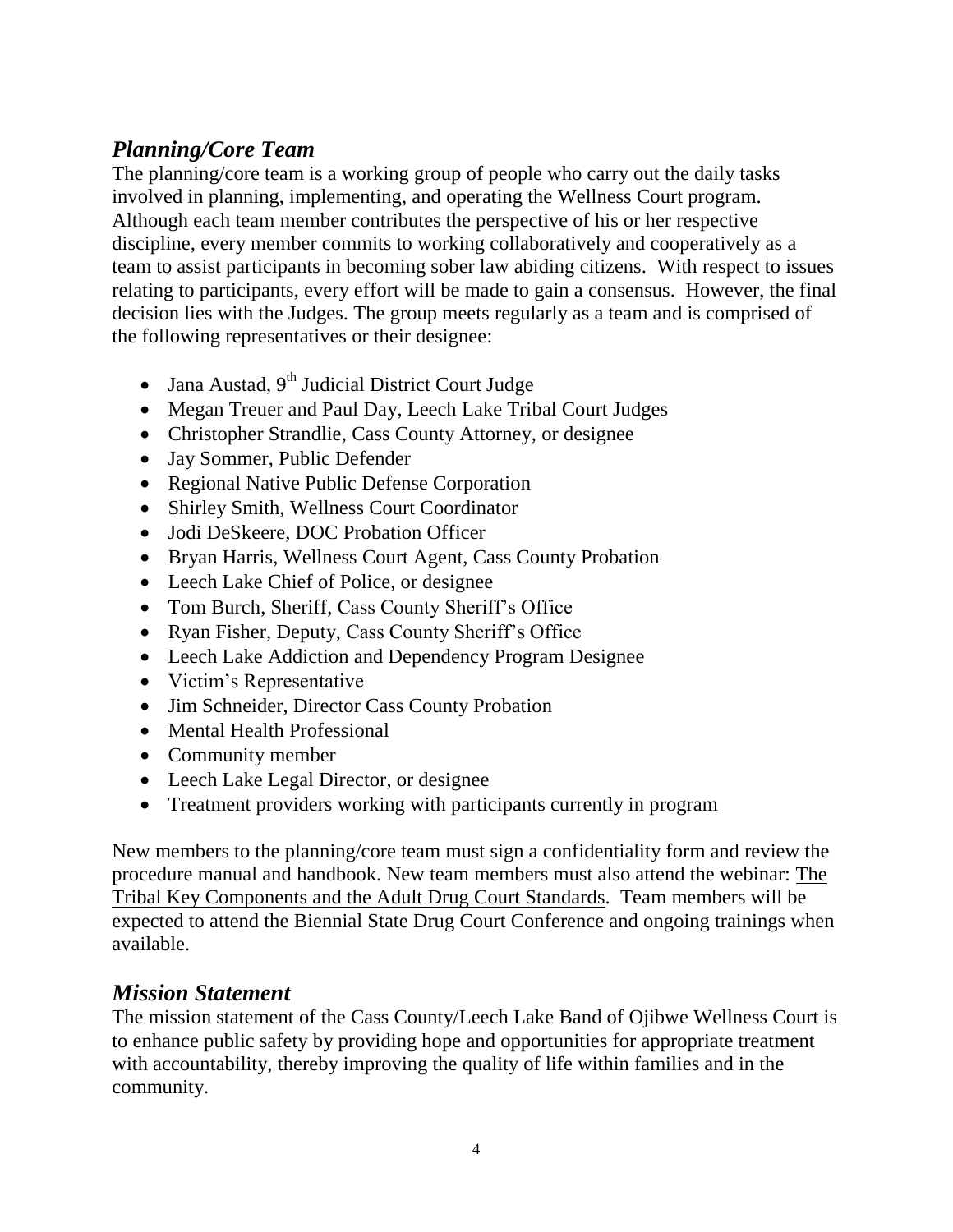## *Planning/Core Team*

The planning/core team is a working group of people who carry out the daily tasks involved in planning, implementing, and operating the Wellness Court program. Although each team member contributes the perspective of his or her respective discipline, every member commits to working collaboratively and cooperatively as a team to assist participants in becoming sober law abiding citizens. With respect to issues relating to participants, every effort will be made to gain a consensus. However, the final decision lies with the Judges. The group meets regularly as a team and is comprised of the following representatives or their designee:

- Jana Austad, 9th Judicial District Court Judge
- Megan Treuer and Paul Day, Leech Lake Tribal Court Judges
- Christopher Strandlie, Cass County Attorney, or designee
- Jay Sommer, Public Defender
- Regional Native Public Defense Corporation
- Shirley Smith, Wellness Court Coordinator
- Jodi DeSkeere, DOC Probation Officer
- Bryan Harris, Wellness Court Agent, Cass County Probation
- Leech Lake Chief of Police, or designee
- Tom Burch, Sheriff, Cass County Sheriff's Office
- Ryan Fisher, Deputy, Cass County Sheriff's Office
- Leech Lake Addiction and Dependency Program Designee
- Victim's Representative
- Jim Schneider, Director Cass County Probation
- Mental Health Professional
- Community member
- Leech Lake Legal Director, or designee
- Treatment providers working with participants currently in program

New members to the planning/core team must sign a confidentiality form and review the procedure manual and handbook. New team members must also attend the webinar: The Tribal Key Components and the Adult Drug Court Standards. Team members will be expected to attend the Biennial State Drug Court Conference and ongoing trainings when available.

## *Mission Statement*

The mission statement of the Cass County/Leech Lake Band of Ojibwe Wellness Court is to enhance public safety by providing hope and opportunities for appropriate treatment with accountability, thereby improving the quality of life within families and in the community.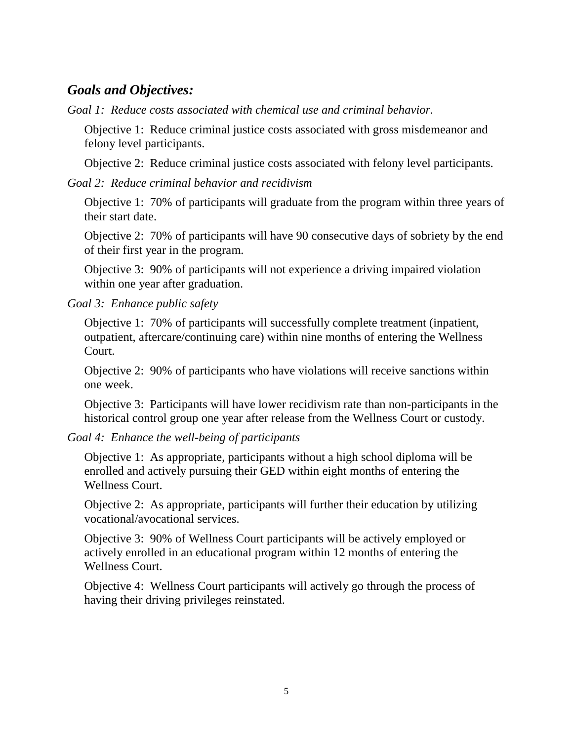## *Goals and Objectives:*

*Goal 1: Reduce costs associated with chemical use and criminal behavior.*

Objective 1: Reduce criminal justice costs associated with gross misdemeanor and felony level participants.

Objective 2: Reduce criminal justice costs associated with felony level participants.

*Goal 2: Reduce criminal behavior and recidivism*

Objective 1: 70% of participants will graduate from the program within three years of their start date.

Objective 2: 70% of participants will have 90 consecutive days of sobriety by the end of their first year in the program.

Objective 3: 90% of participants will not experience a driving impaired violation within one year after graduation.

*Goal 3: Enhance public safety*

Objective 1: 70% of participants will successfully complete treatment (inpatient, outpatient, aftercare/continuing care) within nine months of entering the Wellness Court.

Objective 2: 90% of participants who have violations will receive sanctions within one week.

Objective 3: Participants will have lower recidivism rate than non-participants in the historical control group one year after release from the Wellness Court or custody.

*Goal 4: Enhance the well-being of participants*

Objective 1: As appropriate, participants without a high school diploma will be enrolled and actively pursuing their GED within eight months of entering the Wellness Court.

Objective 2: As appropriate, participants will further their education by utilizing vocational/avocational services.

Objective 3: 90% of Wellness Court participants will be actively employed or actively enrolled in an educational program within 12 months of entering the Wellness Court.

Objective 4: Wellness Court participants will actively go through the process of having their driving privileges reinstated.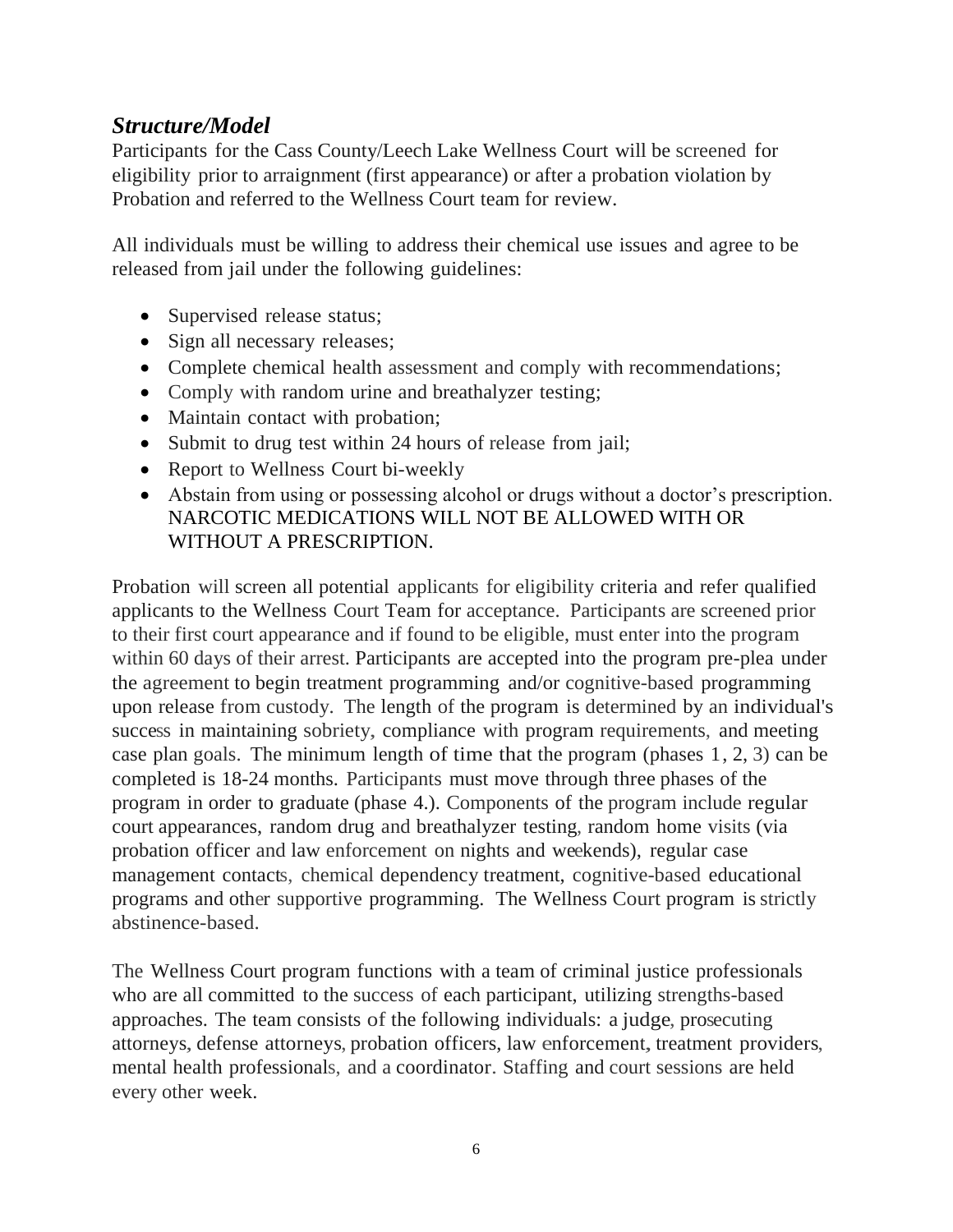## *Structure/Model*

Participants for the Cass County/Leech Lake Wellness Court will be screened for eligibility prior to arraignment (first appearance) or after a probation violation by Probation and referred to the Wellness Court team for review.

All individuals must be willing to address their chemical use issues and agree to be released from jail under the following guidelines:

- Supervised release status;
- Sign all necessary releases;
- Complete chemical health assessment and comply with recommendations;
- Comply with random urine and breathalyzer testing;
- Maintain contact with probation;
- Submit to drug test within 24 hours of release from jail;
- Report to Wellness Court bi-weekly
- Abstain from using or possessing alcohol or drugs without a doctor's prescription. NARCOTIC MEDICATIONS WILL NOT BE ALLOWED WITH OR WITHOUT A PRESCRIPTION.

Probation will screen all potential applicants for eligibility criteria and refer qualified applicants to the Wellness Court Team for acceptance. Participants are screened prior to their first court appearance and if found to be eligible, must enter into the program within 60 days of their arrest. Participants are accepted into the program pre-plea under the agreement to begin treatment programming and/or cognitive-based programming upon release from custody. The length of the program is determined by an individual's success in maintaining sobriety, compliance with program requirements, and meeting case plan goals. The minimum length of time that the program (phases 1, 2, 3) can be completed is 18-24 months. Participants must move through three phases of the program in order to graduate (phase 4.). Components of the program include regular court appearances, random drug and breathalyzer testing, random home visits (via probation officer and law enforcement on nights and weekends), regular case management contacts, chemical dependency treatment, cognitive-based educational programs and other supportive programming. The Wellness Court program is strictly abstinence-based.

The Wellness Court program functions with a team of criminal justice professionals who are all committed to the success of each participant, utilizing strengths-based approaches. The team consists of the following individuals: a judge, prosecuting attorneys, defense attorneys, probation officers, law enforcement, treatment providers, mental health professionals, and a coordinator. Staffing and court sessions are held every other week.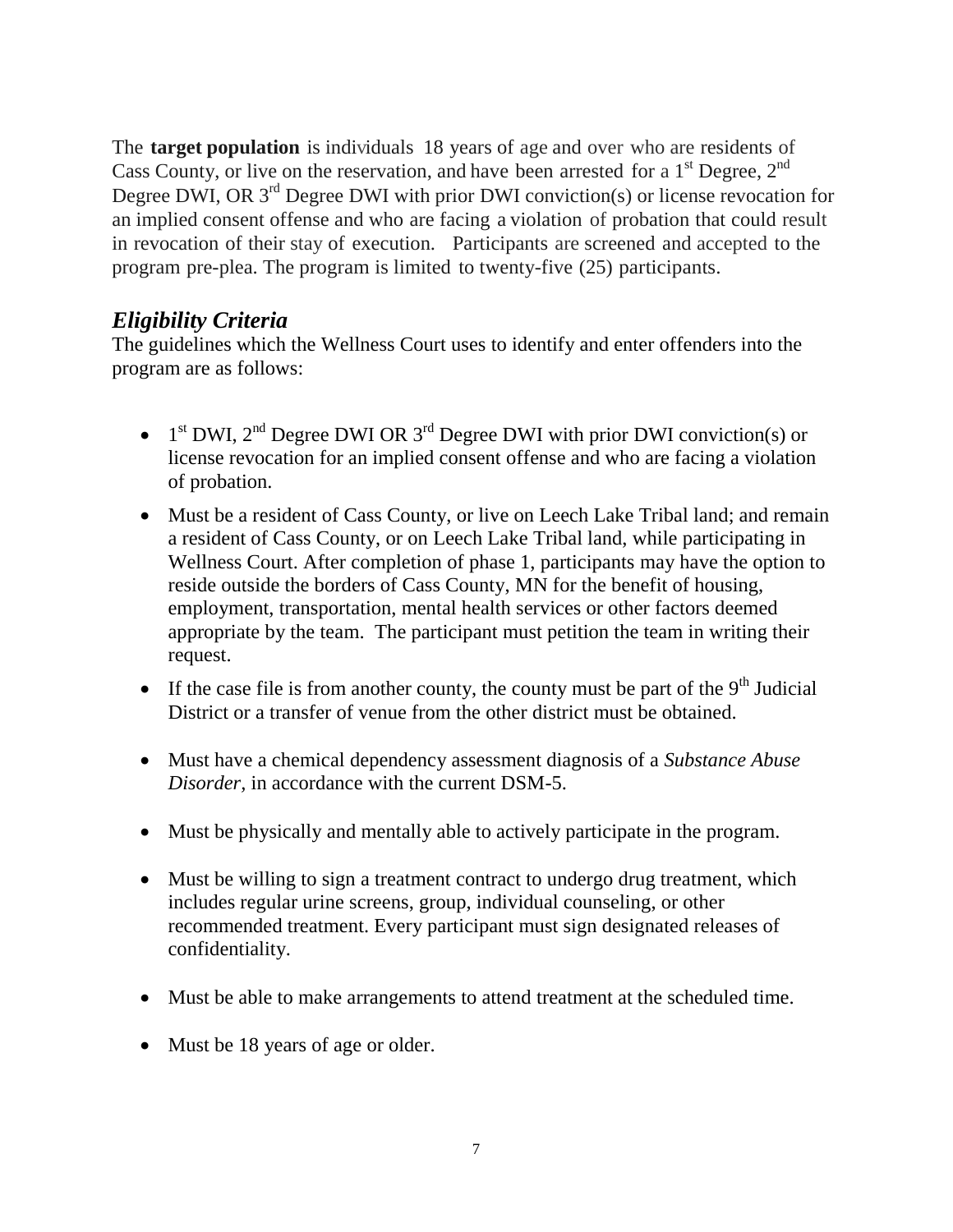The **target population** is individuals 18 years of age and over who are residents of Cass County, or live on the reservation, and have been arrested for a 1st Degree, 2nd Degree DWI, OR 3rd Degree DWI with prior DWI conviction(s) or license revocation for an implied consent offense and who are facing a violation of probation that could result in revocation of their stay of execution. Participants are screened and accepted to the program pre-plea. The program is limited to twenty-five (25) participants.

## *Eligibility Criteria*

The guidelines which the Wellness Court uses to identify and enter offenders into the program are as follows:

- 1st DWI, 2nd Degree DWI OR 3rd Degree DWI with prior DWI conviction(s) or license revocation for an implied consent offense and who are facing a violation of probation.
- Must be a resident of Cass County, or live on Leech Lake Tribal land; and remain a resident of Cass County, or on Leech Lake Tribal land, while participating in Wellness Court. After completion of phase 1, participants may have the option to reside outside the borders of Cass County, MN for the benefit of housing, employment, transportation, mental health services or other factors deemed appropriate by the team. The participant must petition the team in writing their request.
- If the case file is from another county, the county must be part of the 9th Judicial District or a transfer of venue from the other district must be obtained.
- Must have a chemical dependency assessment diagnosis of a *Substance Abuse Disorder*, in accordance with the current DSM-5.
- Must be physically and mentally able to actively participate in the program.
- Must be willing to sign a treatment contract to undergo drug treatment, which includes regular urine screens, group, individual counseling, or other recommended treatment. Every participant must sign designated releases of confidentiality.
- Must be able to make arrangements to attend treatment at the scheduled time.
- Must be 18 years of age or older.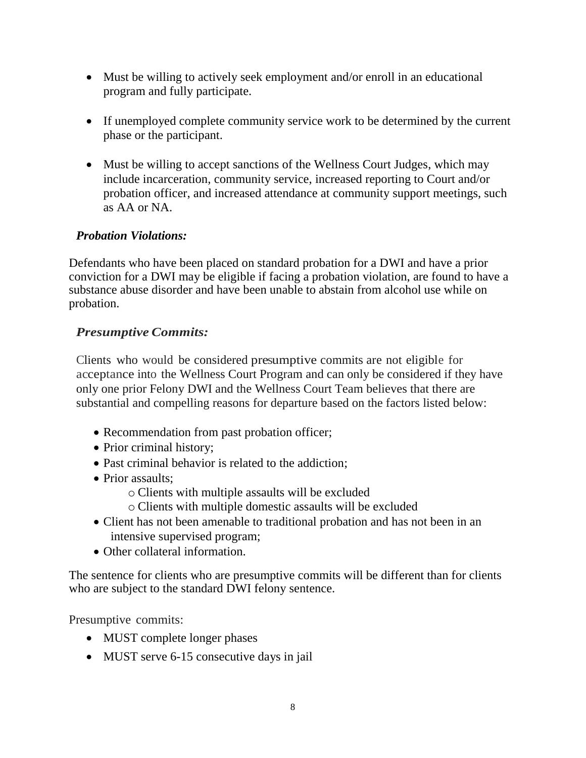- Must be willing to actively seek employment and/or enroll in an educational program and fully participate.

- If unemployed complete community service work to be determined by the current phase or the participant.

- Must be willing to accept sanctions of the Wellness Court Judges, which may include incarceration, community service, increased reporting to Court and/or probation officer, and increased attendance at community support meetings, such as AA or NA.

***Probation Violations:***

Defendants who have been placed on standard probation for a DWI and have a prior conviction for a DWI may be eligible if facing a probation violation, are found to have a substance abuse disorder and have been unable to abstain from alcohol use while on probation.

***Presumptive Commits:***

Clients who would be considered presumptive commits are not eligible for acceptance into the Wellness Court Program and can only be considered if they have only one prior Felony DWI and the Wellness Court Team believes that there are substantial and compelling reasons for departure based on the factors listed below:

- Recommendation from past probation officer;
- Prior criminal history;
- Past criminal behavior is related to the addiction;
- Prior assaults;
    - Clients with multiple assaults will be excluded
    - Clients with multiple domestic assaults will be excluded
- Client has not been amenable to traditional probation and has not been in an intensive supervised program;
- Other collateral information.

The sentence for clients who are presumptive commits will be different than for clients who are subject to the standard DWI felony sentence.

Presumptive commits:

- MUST complete longer phases
- MUST serve 6-15 consecutive days in jail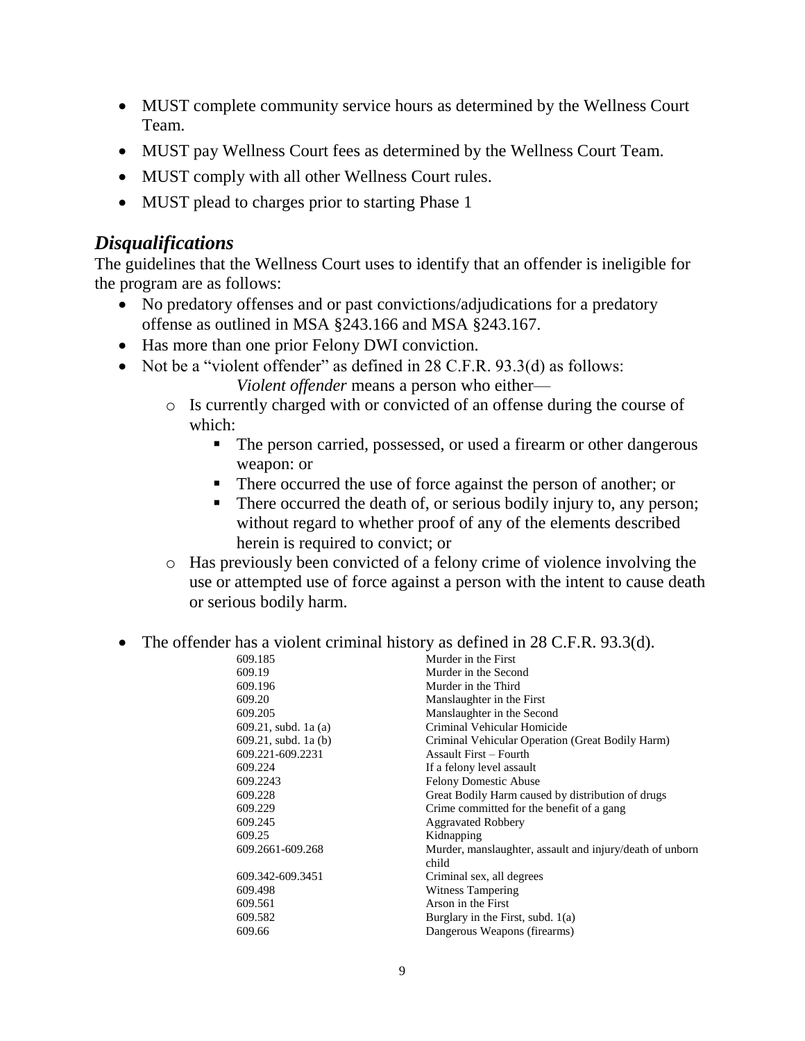- MUST complete community service hours as determined by the Wellness Court Team.
- MUST pay Wellness Court fees as determined by the Wellness Court Team.
- MUST comply with all other Wellness Court rules.
- MUST plead to charges prior to starting Phase 1

## *Disqualifications*

The guidelines that the Wellness Court uses to identify that an offender is ineligible for the program are as follows:

- No predatory offenses and or past convictions/adjudications for a predatory offense as outlined in MSA §243.166 and MSA §243.167.
- Has more than one prior Felony DWI conviction.
- Not be a "violent offender" as defined in 28 C.F.R. 93.3(d) as follows:

  *Violent offender* means a person who either—

  - Is currently charged with or convicted of an offense during the course of which:
    - The person carried, possessed, or used a firearm or other dangerous weapon: or
    - There occurred the use of force against the person of another; or
    - There occurred the death of, or serious bodily injury to, any person; without regard to whether proof of any of the elements described herein is required to convict; or
  - Has previously been convicted of a felony crime of violence involving the use or attempted use of force against a person with the intent to cause death or serious bodily harm.

- The offender has a violent criminal history as defined in 28 C.F.R. 93.3(d).

| | |
|---|---|
| 609.185 | Murder in the First |
| 609.19 | Murder in the Second |
| 609.196 | Murder in the Third |
| 609.20 | Manslaughter in the First |
| 609.205 | Manslaughter in the Second |
| 609.21, subd. 1a (a) | Criminal Vehicular Homicide |
| 609.21, subd. 1a (b) | Criminal Vehicular Operation (Great Bodily Harm) |
| 609.221-609.2231 | Assault First – Fourth |
| 609.224 | If a felony level assault |
| 609.2243 | Felony Domestic Abuse |
| 609.228 | Great Bodily Harm caused by distribution of drugs |
| 609.229 | Crime committed for the benefit of a gang |
| 609.245 | Aggravated Robbery |
| 609.25 | Kidnapping |
| 609.2661-609.268 | Murder, manslaughter, assault and injury/death of unborn child |
| 609.342-609.3451 | Criminal sex, all degrees |
| 609.498 | Witness Tampering |
| 609.561 | Arson in the First |
| 609.582 | Burglary in the First, subd. 1(a) |
| 609.66 | Dangerous Weapons (firearms) |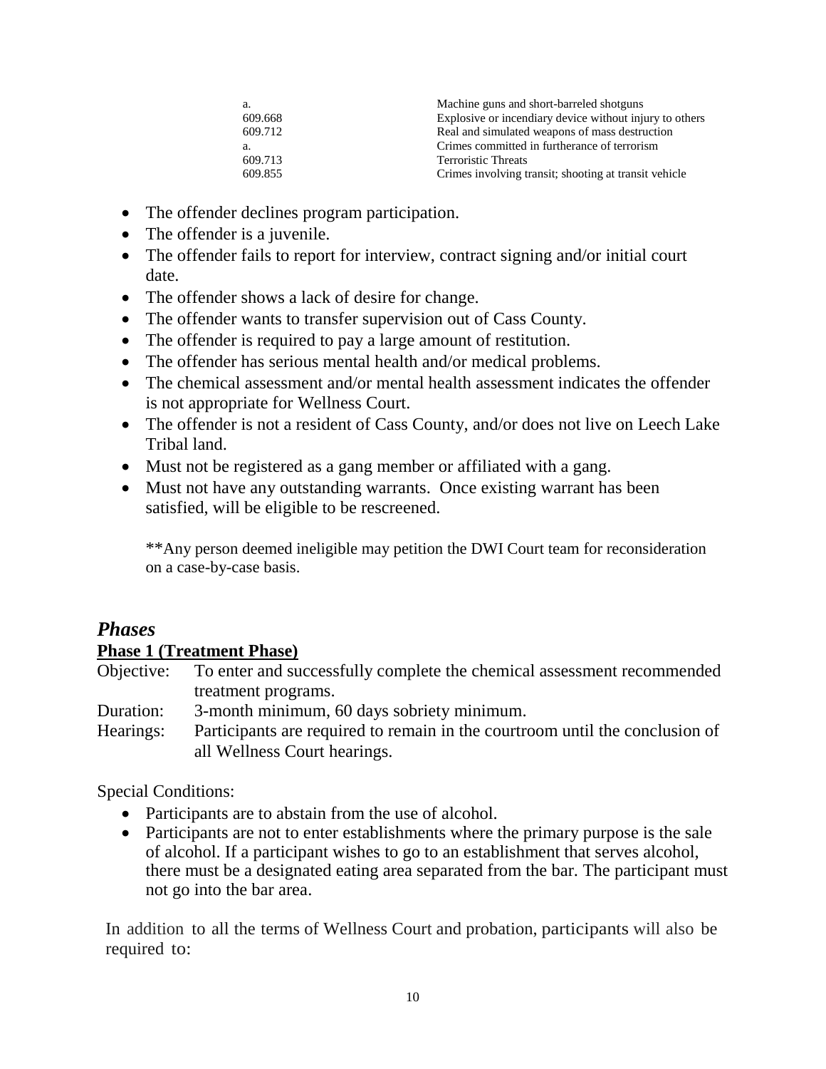| | |
|---|---|
| a. | Machine guns and short-barreled shotguns |
| 609.668 | Explosive or incendiary device without injury to others |
| 609.712 | Real and simulated weapons of mass destruction |
| a. | Crimes committed in furtherance of terrorism |
| 609.713 | Terroristic Threats |
| 609.855 | Crimes involving transit; shooting at transit vehicle |

- The offender declines program participation.
- The offender is a juvenile.
- The offender fails to report for interview, contract signing and/or initial court date.
- The offender shows a lack of desire for change.
- The offender wants to transfer supervision out of Cass County.
- The offender is required to pay a large amount of restitution.
- The offender has serious mental health and/or medical problems.
- The chemical assessment and/or mental health assessment indicates the offender is not appropriate for Wellness Court.
- The offender is not a resident of Cass County, and/or does not live on Leech Lake Tribal land.
- Must not be registered as a gang member or affiliated with a gang.
- Must not have any outstanding warrants. Once existing warrant has been satisfied, will be eligible to be rescreened.

**Any person deemed ineligible may petition the DWI Court team for reconsideration on a case-by-case basis.

## *Phases*

**Phase 1 (Treatment Phase)**

Objective: To enter and successfully complete the chemical assessment recommended treatment programs.

Duration: 3-month minimum, 60 days sobriety minimum.

Hearings: Participants are required to remain in the courtroom until the conclusion of all Wellness Court hearings.

Special Conditions:

- Participants are to abstain from the use of alcohol.
- Participants are not to enter establishments where the primary purpose is the sale of alcohol. If a participant wishes to go to an establishment that serves alcohol, there must be a designated eating area separated from the bar. The participant must not go into the bar area.

In addition to all the terms of Wellness Court and probation, participants will also be required to: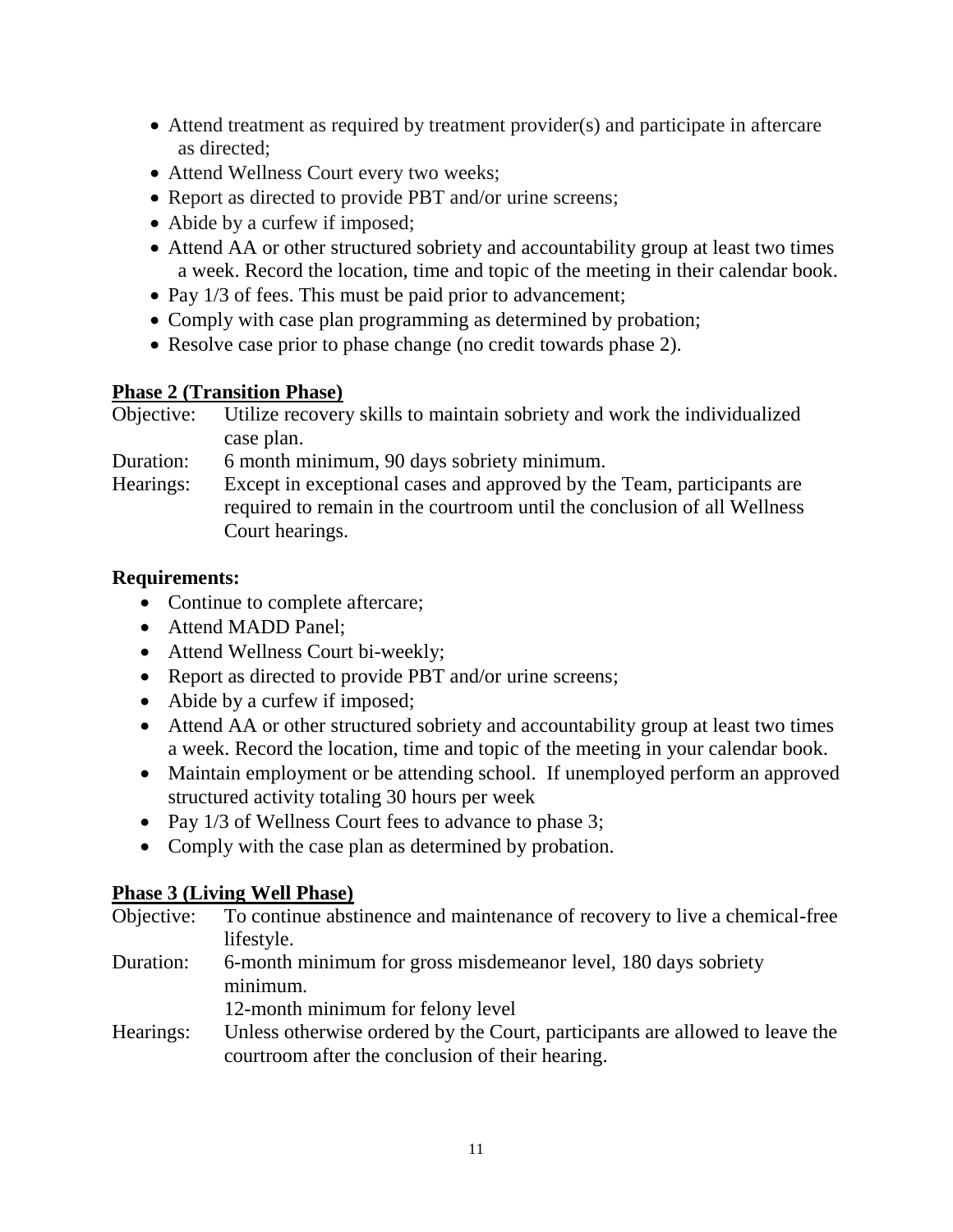- Attend treatment as required by treatment provider(s) and participate in aftercare as directed;
- Attend Wellness Court every two weeks;
- Report as directed to provide PBT and/or urine screens;
- Abide by a curfew if imposed;
- Attend AA or other structured sobriety and accountability group at least two times a week. Record the location, time and topic of the meeting in their calendar book.
- Pay 1/3 of fees. This must be paid prior to advancement;
- Comply with case plan programming as determined by probation;
- Resolve case prior to phase change (no credit towards phase 2).

**Phase 2 (Transition Phase)**

Objective: Utilize recovery skills to maintain sobriety and work the individualized case plan.

Duration: 6 month minimum, 90 days sobriety minimum.

Hearings: Except in exceptional cases and approved by the Team, participants are required to remain in the courtroom until the conclusion of all Wellness Court hearings.

**Requirements:**

- Continue to complete aftercare;
- Attend MADD Panel;
- Attend Wellness Court bi-weekly;
- Report as directed to provide PBT and/or urine screens;
- Abide by a curfew if imposed;
- Attend AA or other structured sobriety and accountability group at least two times a week. Record the location, time and topic of the meeting in your calendar book.
- Maintain employment or be attending school. If unemployed perform an approved structured activity totaling 30 hours per week
- Pay 1/3 of Wellness Court fees to advance to phase 3;
- Comply with the case plan as determined by probation.

**Phase 3 (Living Well Phase)**

Objective: To continue abstinence and maintenance of recovery to live a chemical-free lifestyle.

Duration: 6-month minimum for gross misdemeanor level, 180 days sobriety minimum.
12-month minimum for felony level

Hearings: Unless otherwise ordered by the Court, participants are allowed to leave the courtroom after the conclusion of their hearing.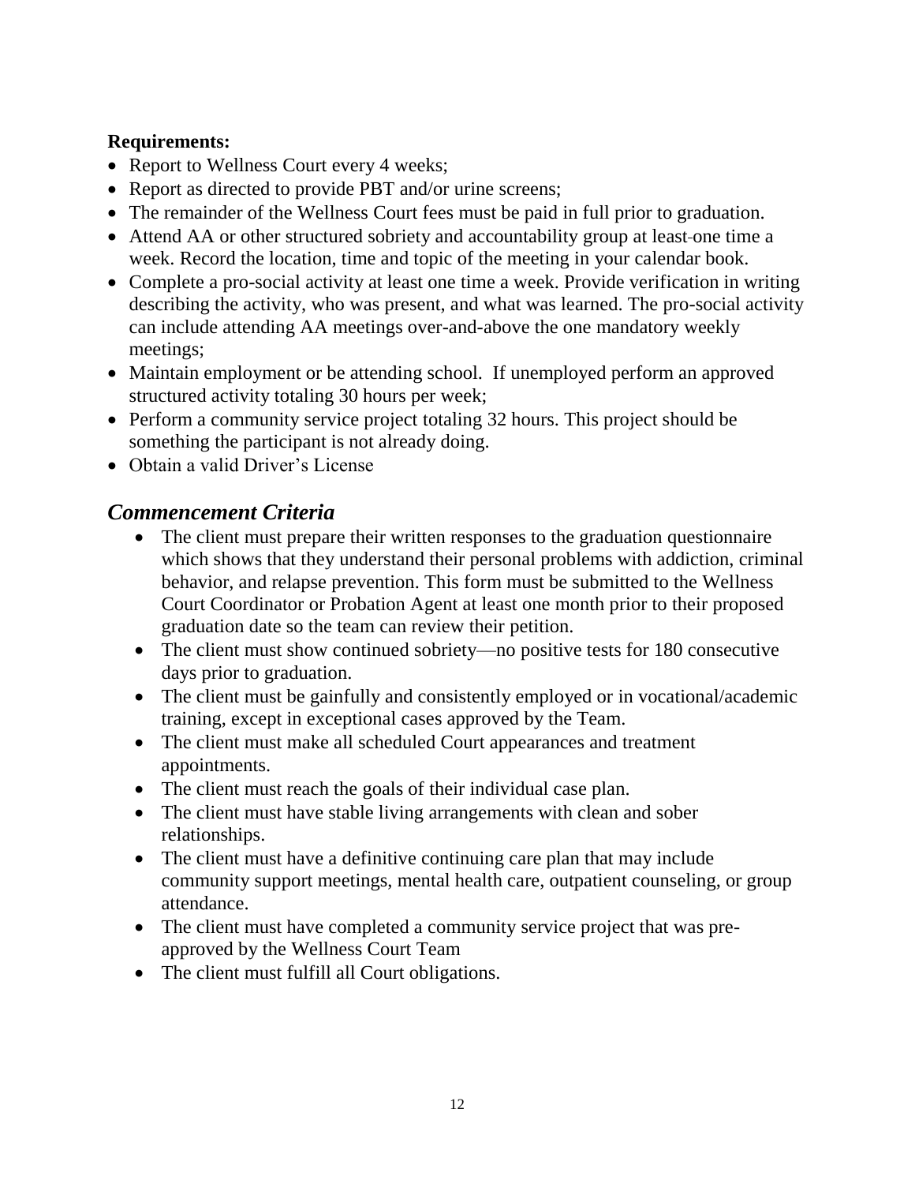**Requirements:**

- Report to Wellness Court every 4 weeks;
- Report as directed to provide PBT and/or urine screens;
- The remainder of the Wellness Court fees must be paid in full prior to graduation.
- Attend AA or other structured sobriety and accountability group at least one time a week. Record the location, time and topic of the meeting in your calendar book.
- Complete a pro-social activity at least one time a week. Provide verification in writing describing the activity, who was present, and what was learned. The pro-social activity can include attending AA meetings over-and-above the one mandatory weekly meetings;
- Maintain employment or be attending school. If unemployed perform an approved structured activity totaling 30 hours per week;
- Perform a community service project totaling 32 hours. This project should be something the participant is not already doing.
- Obtain a valid Driver's License

## *Commencement Criteria*

- The client must prepare their written responses to the graduation questionnaire which shows that they understand their personal problems with addiction, criminal behavior, and relapse prevention. This form must be submitted to the Wellness Court Coordinator or Probation Agent at least one month prior to their proposed graduation date so the team can review their petition.
- The client must show continued sobriety—no positive tests for 180 consecutive days prior to graduation.
- The client must be gainfully and consistently employed or in vocational/academic training, except in exceptional cases approved by the Team.
- The client must make all scheduled Court appearances and treatment appointments.
- The client must reach the goals of their individual case plan.
- The client must have stable living arrangements with clean and sober relationships.
- The client must have a definitive continuing care plan that may include community support meetings, mental health care, outpatient counseling, or group attendance.
- The client must have completed a community service project that was pre-approved by the Wellness Court Team
- The client must fulfill all Court obligations.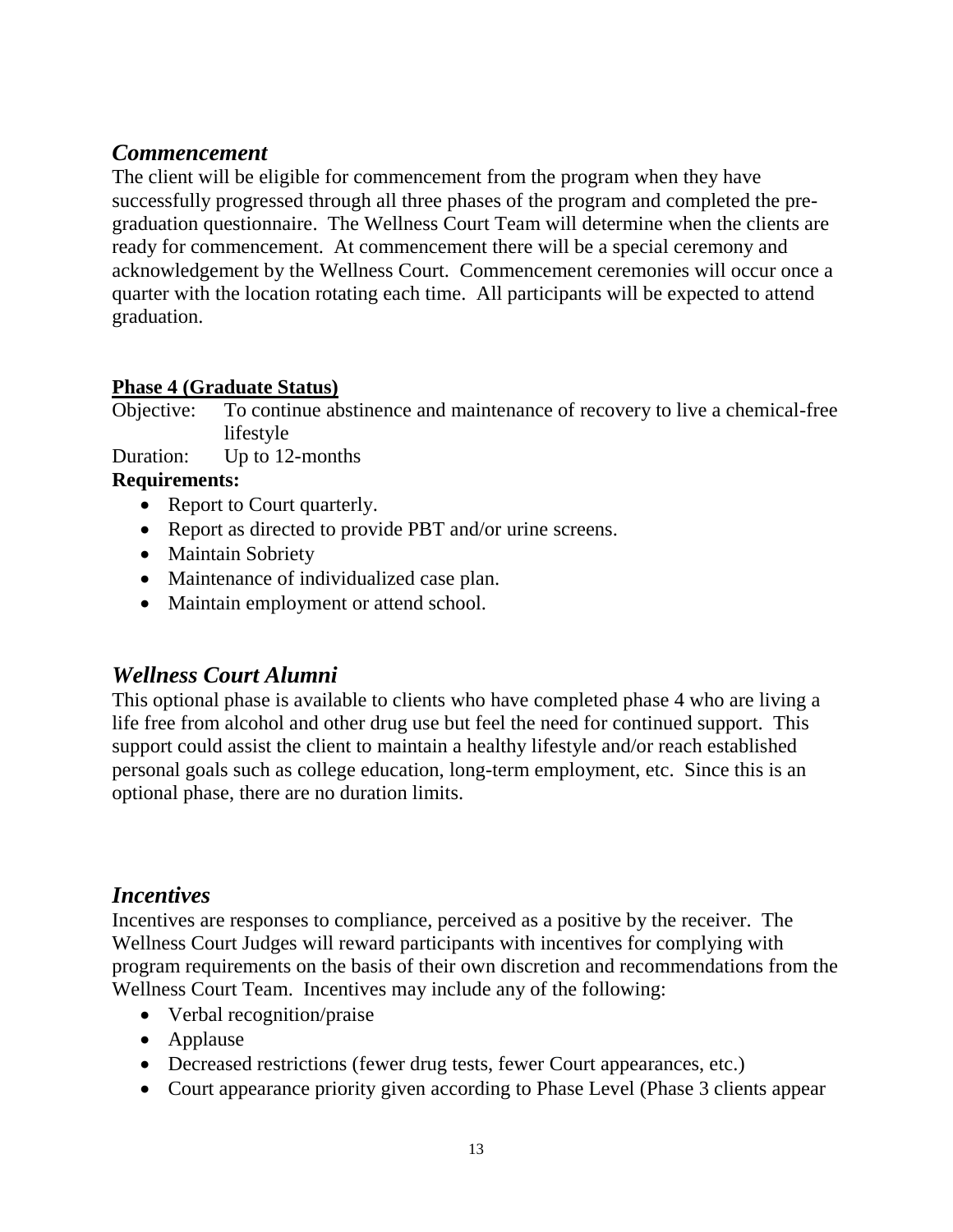## *Commencement*

The client will be eligible for commencement from the program when they have successfully progressed through all three phases of the program and completed the pre-graduation questionnaire. The Wellness Court Team will determine when the clients are ready for commencement. At commencement there will be a special ceremony and acknowledgement by the Wellness Court. Commencement ceremonies will occur once a quarter with the location rotating each time. All participants will be expected to attend graduation.

**Phase 4 (Graduate Status)**

Objective: To continue abstinence and maintenance of recovery to live a chemical-free lifestyle

Duration: Up to 12-months

**Requirements:**

- Report to Court quarterly.
- Report as directed to provide PBT and/or urine screens.
- Maintain Sobriety
- Maintenance of individualized case plan.
- Maintain employment or attend school.

## *Wellness Court Alumni*

This optional phase is available to clients who have completed phase 4 who are living a life free from alcohol and other drug use but feel the need for continued support. This support could assist the client to maintain a healthy lifestyle and/or reach established personal goals such as college education, long-term employment, etc. Since this is an optional phase, there are no duration limits.

## *Incentives*

Incentives are responses to compliance, perceived as a positive by the receiver. The Wellness Court Judges will reward participants with incentives for complying with program requirements on the basis of their own discretion and recommendations from the Wellness Court Team. Incentives may include any of the following:

- Verbal recognition/praise
- Applause
- Decreased restrictions (fewer drug tests, fewer Court appearances, etc.)
- Court appearance priority given according to Phase Level (Phase 3 clients appear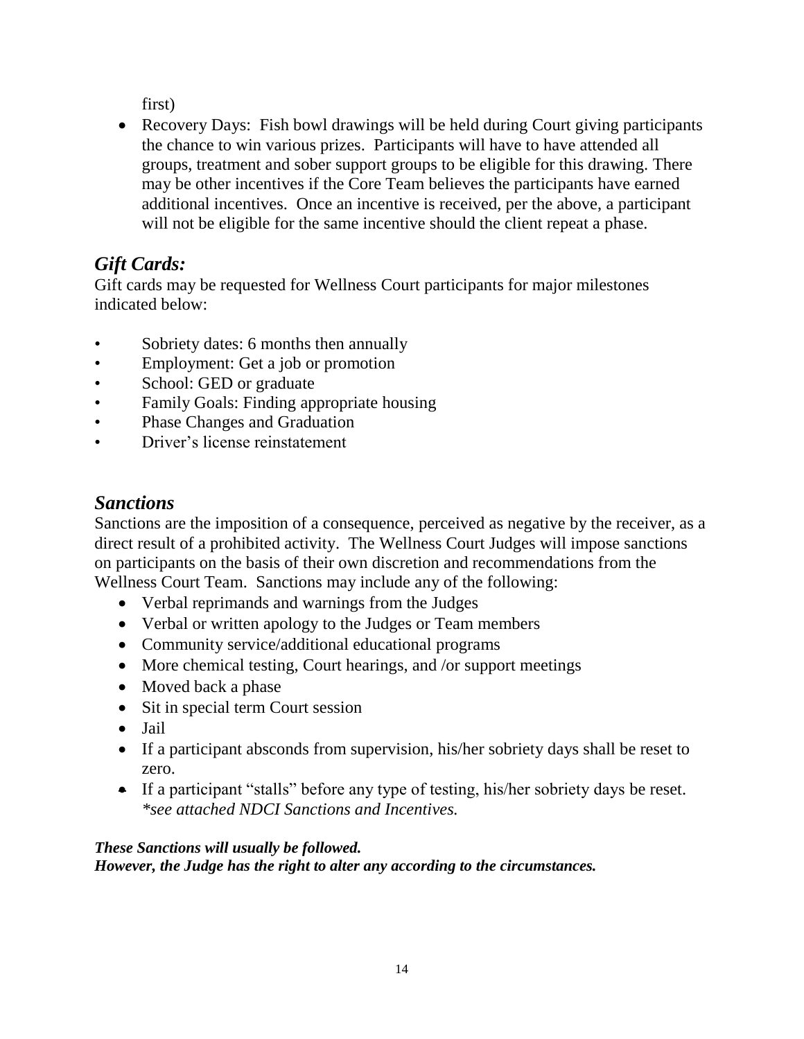first)

- Recovery Days: Fish bowl drawings will be held during Court giving participants the chance to win various prizes. Participants will have to have attended all groups, treatment and sober support groups to be eligible for this drawing. There may be other incentives if the Core Team believes the participants have earned additional incentives. Once an incentive is received, per the above, a participant will not be eligible for the same incentive should the client repeat a phase.

## *Gift Cards:*

Gift cards may be requested for Wellness Court participants for major milestones indicated below:

- Sobriety dates: 6 months then annually
- Employment: Get a job or promotion
- School: GED or graduate
- Family Goals: Finding appropriate housing
- Phase Changes and Graduation
- Driver's license reinstatement

## *Sanctions*

Sanctions are the imposition of a consequence, perceived as negative by the receiver, as a direct result of a prohibited activity. The Wellness Court Judges will impose sanctions on participants on the basis of their own discretion and recommendations from the Wellness Court Team. Sanctions may include any of the following:

- Verbal reprimands and warnings from the Judges
- Verbal or written apology to the Judges or Team members
- Community service/additional educational programs
- More chemical testing, Court hearings, and /or support meetings
- Moved back a phase
- Sit in special term Court session
- Jail
- If a participant absconds from supervision, his/her sobriety days shall be reset to zero.
- If a participant "stalls" before any type of testing, his/her sobriety days be reset. *\*see attached NDCI Sanctions and Incentives.*

***These Sanctions will usually be followed.***
***However, the Judge has the right to alter any according to the circumstances.***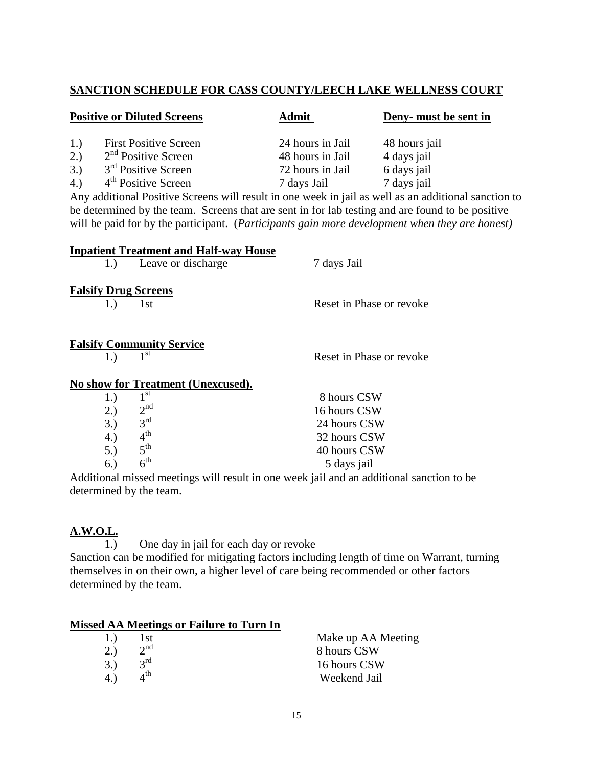## SANCTION SCHEDULE FOR CASS COUNTY/LEECH LAKE WELLNESS COURT

| **Positive or Diluted Screens** | **Admit** | **Deny- must be sent in** |
|---|---|---|
| 1.) First Positive Screen | 24 hours in Jail | 48 hours jail |
| 2.) 2nd Positive Screen | 48 hours in Jail | 4 days jail |
| 3.) 3rd Positive Screen | 72 hours in Jail | 6 days jail |
| 4.) 4th Positive Screen | 7 days Jail | 7 days jail |

Any additional Positive Screens will result in one week in jail as well as an additional sanction to be determined by the team. Screens that are sent in for lab testing and are found to be positive will be paid for by the participant. (*Participants gain more development when they are honest)*

**Inpatient Treatment and Half-way House**

1.) Leave or discharge — 7 days Jail

**Falsify Drug Screens**

1.) 1st — Reset in Phase or revoke

**Falsify Community Service**

1.) 1st — Reset in Phase or revoke

**No show for Treatment (Unexcused).**

| | |
|---|---|
| 1.) 1st | 8 hours CSW |
| 2.) 2nd | 16 hours CSW |
| 3.) 3rd | 24 hours CSW |
| 4.) 4th | 32 hours CSW |
| 5.) 5th | 40 hours CSW |
| 6.) 6th | 5 days jail |

Additional missed meetings will result in one week jail and an additional sanction to be determined by the team.

**A.W.O.L.**

1.) One day in jail for each day or revoke

Sanction can be modified for mitigating factors including length of time on Warrant, turning themselves in on their own, a higher level of care being recommended or other factors determined by the team.

**Missed AA Meetings or Failure to Turn In**

| | |
|---|---|
| 1.) 1st | Make up AA Meeting |
| 2.) 2nd | 8 hours CSW |
| 3.) 3rd | 16 hours CSW |
| 4.) 4th | Weekend Jail |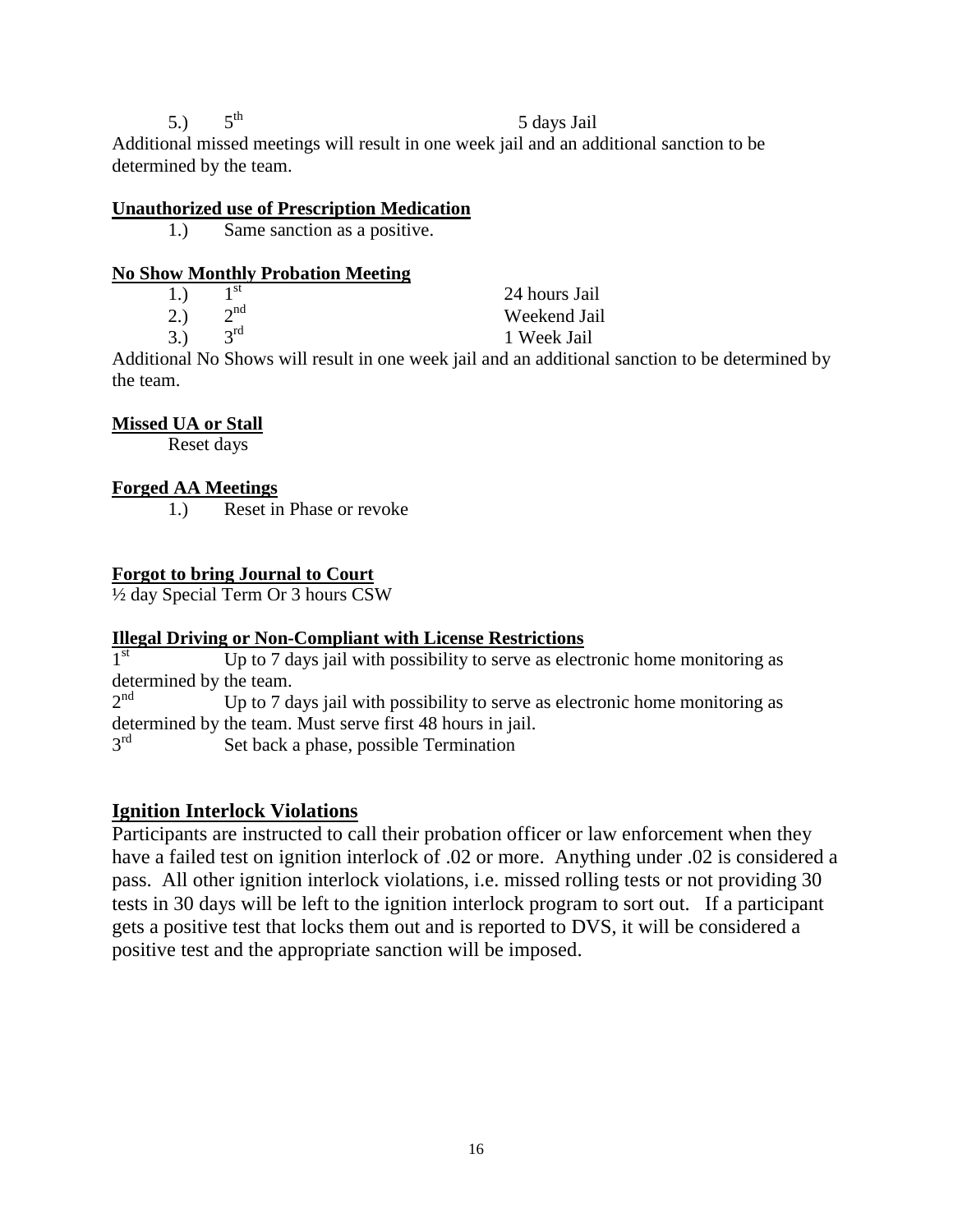5.) 5th 5 days Jail

Additional missed meetings will result in one week jail and an additional sanction to be determined by the team.

**Unauthorized use of Prescription Medication**

1.) Same sanction as a positive.

**No Show Monthly Probation Meeting**

| | | |
|---|---|---|
| 1.) | 1st | 24 hours Jail |
| 2.) | 2nd | Weekend Jail |
| 3.) | 3rd | 1 Week Jail |

Additional No Shows will result in one week jail and an additional sanction to be determined by the team.

**Missed UA or Stall**

Reset days

**Forged AA Meetings**

1.) Reset in Phase or revoke

**Forgot to bring Journal to Court**

½ day Special Term Or 3 hours CSW

**Illegal Driving or Non-Compliant with License Restrictions**

1st Up to 7 days jail with possibility to serve as electronic home monitoring as determined by the team.

2nd Up to 7 days jail with possibility to serve as electronic home monitoring as determined by the team. Must serve first 48 hours in jail.

3rd Set back a phase, possible Termination

## Ignition Interlock Violations

Participants are instructed to call their probation officer or law enforcement when they have a failed test on ignition interlock of .02 or more. Anything under .02 is considered a pass. All other ignition interlock violations, i.e. missed rolling tests or not providing 30 tests in 30 days will be left to the ignition interlock program to sort out. If a participant gets a positive test that locks them out and is reported to DVS, it will be considered a positive test and the appropriate sanction will be imposed.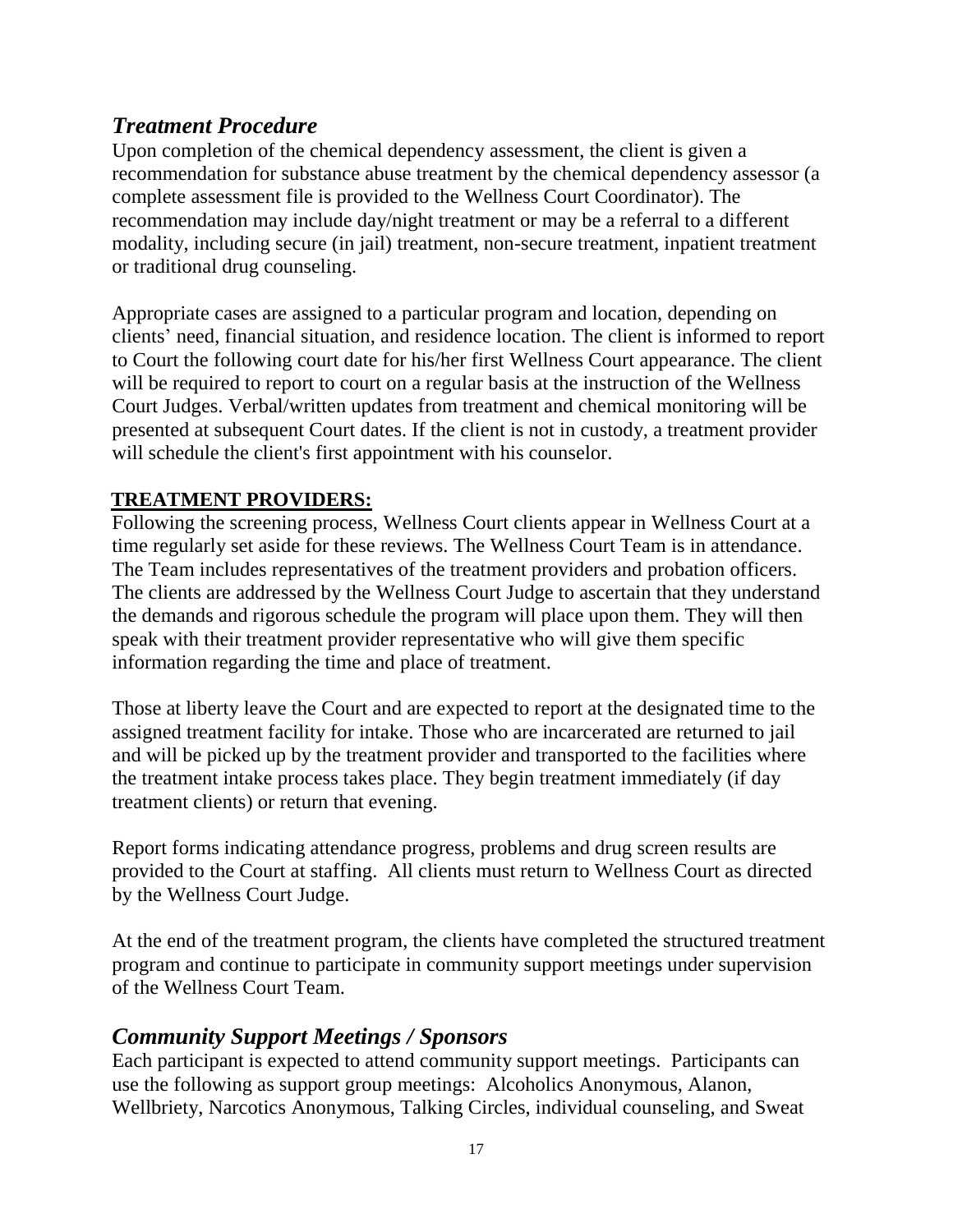## *Treatment Procedure*

Upon completion of the chemical dependency assessment, the client is given a recommendation for substance abuse treatment by the chemical dependency assessor (a complete assessment file is provided to the Wellness Court Coordinator). The recommendation may include day/night treatment or may be a referral to a different modality, including secure (in jail) treatment, non-secure treatment, inpatient treatment or traditional drug counseling.

Appropriate cases are assigned to a particular program and location, depending on clients' need, financial situation, and residence location. The client is informed to report to Court the following court date for his/her first Wellness Court appearance. The client will be required to report to court on a regular basis at the instruction of the Wellness Court Judges. Verbal/written updates from treatment and chemical monitoring will be presented at subsequent Court dates. If the client is not in custody, a treatment provider will schedule the client's first appointment with his counselor.

**TREATMENT PROVIDERS:**

Following the screening process, Wellness Court clients appear in Wellness Court at a time regularly set aside for these reviews. The Wellness Court Team is in attendance. The Team includes representatives of the treatment providers and probation officers. The clients are addressed by the Wellness Court Judge to ascertain that they understand the demands and rigorous schedule the program will place upon them. They will then speak with their treatment provider representative who will give them specific information regarding the time and place of treatment.

Those at liberty leave the Court and are expected to report at the designated time to the assigned treatment facility for intake. Those who are incarcerated are returned to jail and will be picked up by the treatment provider and transported to the facilities where the treatment intake process takes place. They begin treatment immediately (if day treatment clients) or return that evening.

Report forms indicating attendance progress, problems and drug screen results are provided to the Court at staffing. All clients must return to Wellness Court as directed by the Wellness Court Judge.

At the end of the treatment program, the clients have completed the structured treatment program and continue to participate in community support meetings under supervision of the Wellness Court Team.

## *Community Support Meetings / Sponsors*

Each participant is expected to attend community support meetings. Participants can use the following as support group meetings: Alcoholics Anonymous, Alanon, Wellbriety, Narcotics Anonymous, Talking Circles, individual counseling, and Sweat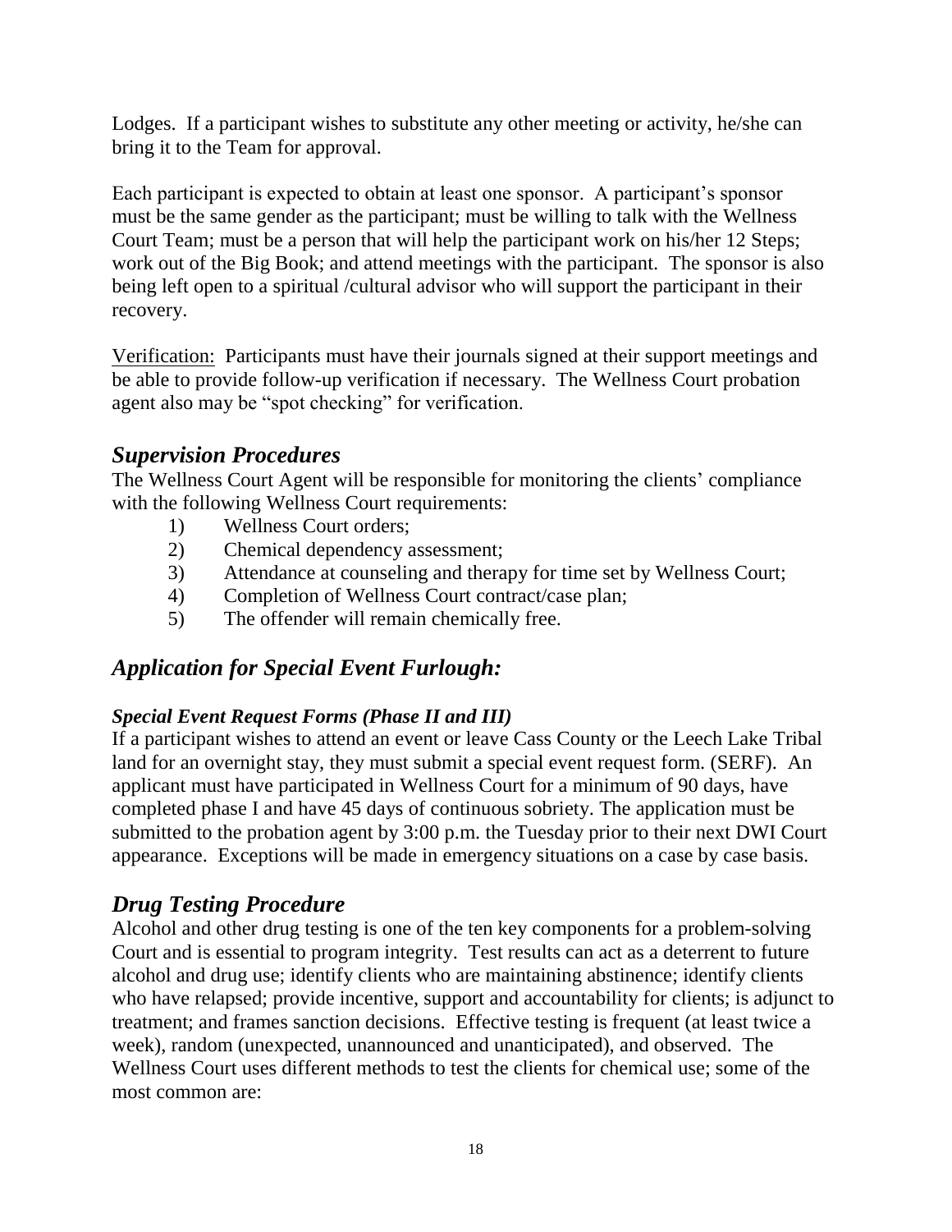Lodges. If a participant wishes to substitute any other meeting or activity, he/she can bring it to the Team for approval.

Each participant is expected to obtain at least one sponsor. A participant's sponsor must be the same gender as the participant; must be willing to talk with the Wellness Court Team; must be a person that will help the participant work on his/her 12 Steps; work out of the Big Book; and attend meetings with the participant. The sponsor is also being left open to a spiritual /cultural advisor who will support the participant in their recovery.

<u>Verification:</u> Participants must have their journals signed at their support meetings and be able to provide follow-up verification if necessary. The Wellness Court probation agent also may be "spot checking" for verification.

## *Supervision Procedures*

The Wellness Court Agent will be responsible for monitoring the clients' compliance with the following Wellness Court requirements:

1) Wellness Court orders;
2) Chemical dependency assessment;
3) Attendance at counseling and therapy for time set by Wellness Court;
4) Completion of Wellness Court contract/case plan;
5) The offender will remain chemically free.

## *Application for Special Event Furlough:*

### *Special Event Request Forms (Phase II and III)*

If a participant wishes to attend an event or leave Cass County or the Leech Lake Tribal land for an overnight stay, they must submit a special event request form. (SERF). An applicant must have participated in Wellness Court for a minimum of 90 days, have completed phase I and have 45 days of continuous sobriety. The application must be submitted to the probation agent by 3:00 p.m. the Tuesday prior to their next DWI Court appearance. Exceptions will be made in emergency situations on a case by case basis.

## *Drug Testing Procedure*

Alcohol and other drug testing is one of the ten key components for a problem-solving Court and is essential to program integrity. Test results can act as a deterrent to future alcohol and drug use; identify clients who are maintaining abstinence; identify clients who have relapsed; provide incentive, support and accountability for clients; is adjunct to treatment; and frames sanction decisions. Effective testing is frequent (at least twice a week), random (unexpected, unannounced and unanticipated), and observed. The Wellness Court uses different methods to test the clients for chemical use; some of the most common are: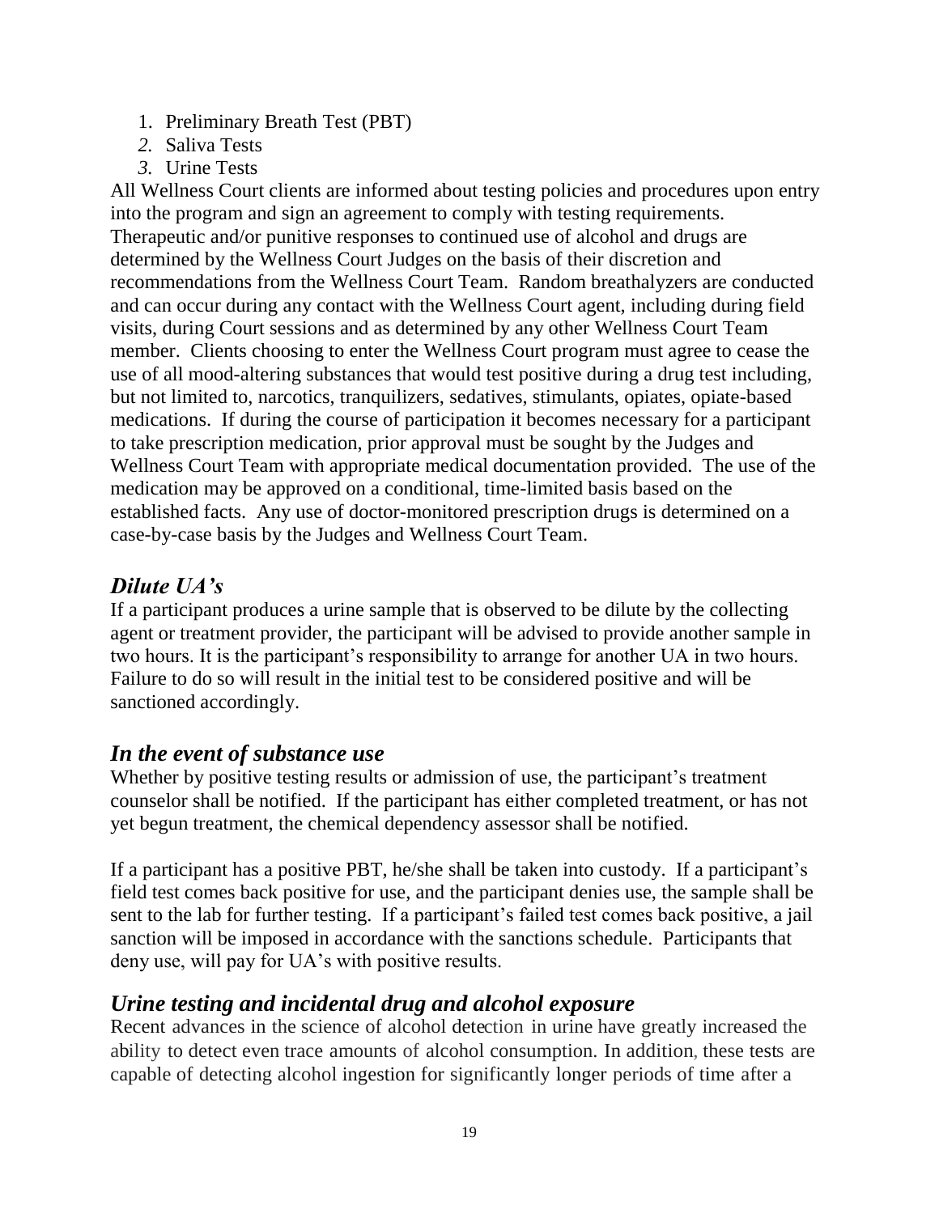1. Preliminary Breath Test (PBT)
2. Saliva Tests
3. Urine Tests

All Wellness Court clients are informed about testing policies and procedures upon entry into the program and sign an agreement to comply with testing requirements. Therapeutic and/or punitive responses to continued use of alcohol and drugs are determined by the Wellness Court Judges on the basis of their discretion and recommendations from the Wellness Court Team. Random breathalyzers are conducted and can occur during any contact with the Wellness Court agent, including during field visits, during Court sessions and as determined by any other Wellness Court Team member. Clients choosing to enter the Wellness Court program must agree to cease the use of all mood-altering substances that would test positive during a drug test including, but not limited to, narcotics, tranquilizers, sedatives, stimulants, opiates, opiate-based medications. If during the course of participation it becomes necessary for a participant to take prescription medication, prior approval must be sought by the Judges and Wellness Court Team with appropriate medical documentation provided. The use of the medication may be approved on a conditional, time-limited basis based on the established facts. Any use of doctor-monitored prescription drugs is determined on a case-by-case basis by the Judges and Wellness Court Team.

## *Dilute UA's*

If a participant produces a urine sample that is observed to be dilute by the collecting agent or treatment provider, the participant will be advised to provide another sample in two hours. It is the participant's responsibility to arrange for another UA in two hours. Failure to do so will result in the initial test to be considered positive and will be sanctioned accordingly.

## *In the event of substance use*

Whether by positive testing results or admission of use, the participant's treatment counselor shall be notified. If the participant has either completed treatment, or has not yet begun treatment, the chemical dependency assessor shall be notified.

If a participant has a positive PBT, he/she shall be taken into custody. If a participant's field test comes back positive for use, and the participant denies use, the sample shall be sent to the lab for further testing. If a participant's failed test comes back positive, a jail sanction will be imposed in accordance with the sanctions schedule. Participants that deny use, will pay for UA's with positive results.

## *Urine testing and incidental drug and alcohol exposure*

Recent advances in the science of alcohol detection in urine have greatly increased the ability to detect even trace amounts of alcohol consumption. In addition, these tests are capable of detecting alcohol ingestion for significantly longer periods of time after a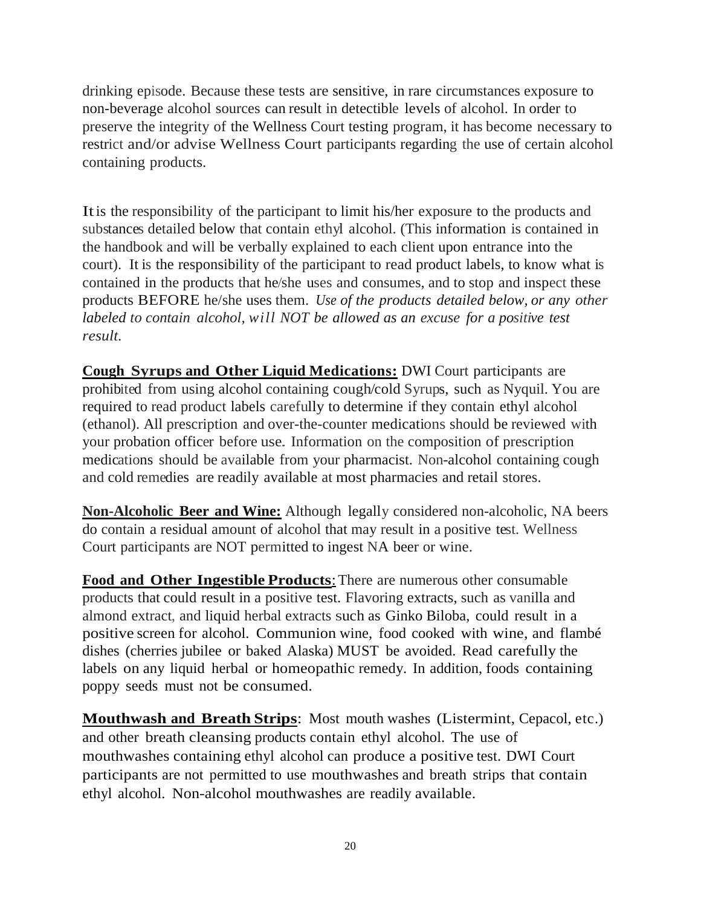drinking episode. Because these tests are sensitive, in rare circumstances exposure to non-beverage alcohol sources can result in detectible levels of alcohol. In order to preserve the integrity of the Wellness Court testing program, it has become necessary to restrict and/or advise Wellness Court participants regarding the use of certain alcohol containing products.

It is the responsibility of the participant to limit his/her exposure to the products and substances detailed below that contain ethyl alcohol. (This information is contained in the handbook and will be verbally explained to each client upon entrance into the court). It is the responsibility of the participant to read product labels, to know what is contained in the products that he/she uses and consumes, and to stop and inspect these products BEFORE he/she uses them. *Use of the products detailed below, or any other labeled to contain alcohol, will NOT be allowed as an excuse for a positive test result.*

**Cough Syrups and Other Liquid Medications:** DWI Court participants are prohibited from using alcohol containing cough/cold Syrups, such as Nyquil. You are required to read product labels carefully to determine if they contain ethyl alcohol (ethanol). All prescription and over-the-counter medications should be reviewed with your probation officer before use. Information on the composition of prescription medications should be available from your pharmacist. Non-alcohol containing cough and cold remedies are readily available at most pharmacies and retail stores.

**Non-Alcoholic Beer and Wine:** Although legally considered non-alcoholic, NA beers do contain a residual amount of alcohol that may result in a positive test. Wellness Court participants are NOT permitted to ingest NA beer or wine.

**Food and Other Ingestible Products**: There are numerous other consumable products that could result in a positive test. Flavoring extracts, such as vanilla and almond extract, and liquid herbal extracts such as Ginko Biloba, could result in a positive screen for alcohol. Communion wine, food cooked with wine, and flambé dishes (cherries jubilee or baked Alaska) MUST be avoided. Read carefully the labels on any liquid herbal or homeopathic remedy. In addition, foods containing poppy seeds must not be consumed.

**Mouthwash and Breath Strips**: Most mouth washes (Listermint, Cepacol, etc.) and other breath cleansing products contain ethyl alcohol. The use of mouthwashes containing ethyl alcohol can produce a positive test. DWI Court participants are not permitted to use mouthwashes and breath strips that contain ethyl alcohol. Non-alcohol mouthwashes are readily available.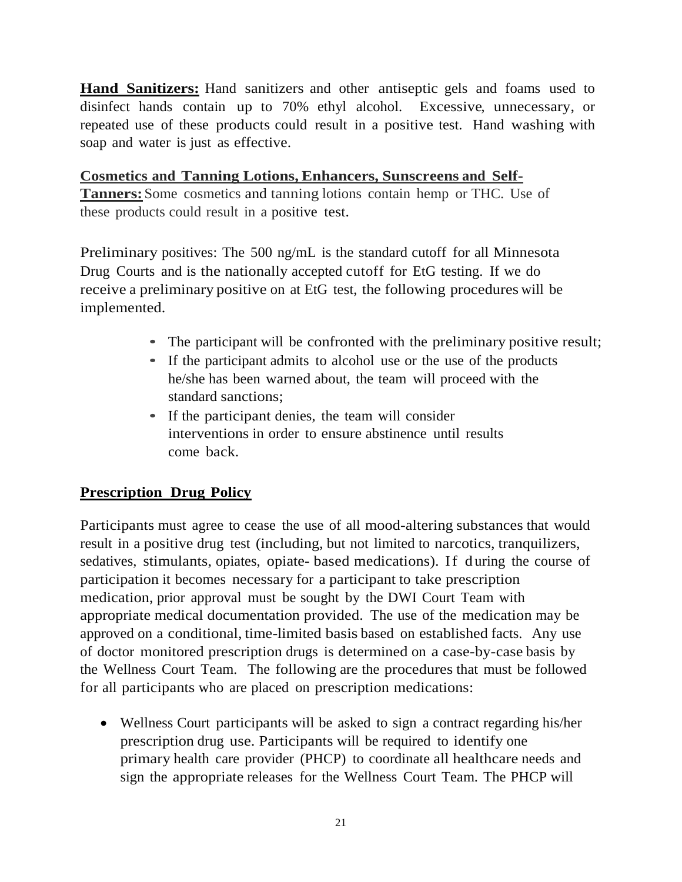**Hand Sanitizers:** Hand sanitizers and other antiseptic gels and foams used to disinfect hands contain up to 70% ethyl alcohol. Excessive, unnecessary, or repeated use of these products could result in a positive test. Hand washing with soap and water is just as effective.

**Cosmetics and Tanning Lotions, Enhancers, Sunscreens and Self-Tanners:** Some cosmetics and tanning lotions contain hemp or THC. Use of these products could result in a positive test.

Preliminary positives: The 500 ng/mL is the standard cutoff for all Minnesota Drug Courts and is the nationally accepted cutoff for EtG testing. If we do receive a preliminary positive on at EtG test, the following procedures will be implemented.

- The participant will be confronted with the preliminary positive result;
- If the participant admits to alcohol use or the use of the products he/she has been warned about, the team will proceed with the standard sanctions;
- If the participant denies, the team will consider interventions in order to ensure abstinence until results come back.

## Prescription Drug Policy

Participants must agree to cease the use of all mood-altering substances that would result in a positive drug test (including, but not limited to narcotics, tranquilizers, sedatives, stimulants, opiates, opiate- based medications). If during the course of participation it becomes necessary for a participant to take prescription medication, prior approval must be sought by the DWI Court Team with appropriate medical documentation provided. The use of the medication may be approved on a conditional, time-limited basis based on established facts. Any use of doctor monitored prescription drugs is determined on a case-by-case basis by the Wellness Court Team. The following are the procedures that must be followed for all participants who are placed on prescription medications:

- Wellness Court participants will be asked to sign a contract regarding his/her prescription drug use. Participants will be required to identify one primary health care provider (PHCP) to coordinate all healthcare needs and sign the appropriate releases for the Wellness Court Team. The PHCP will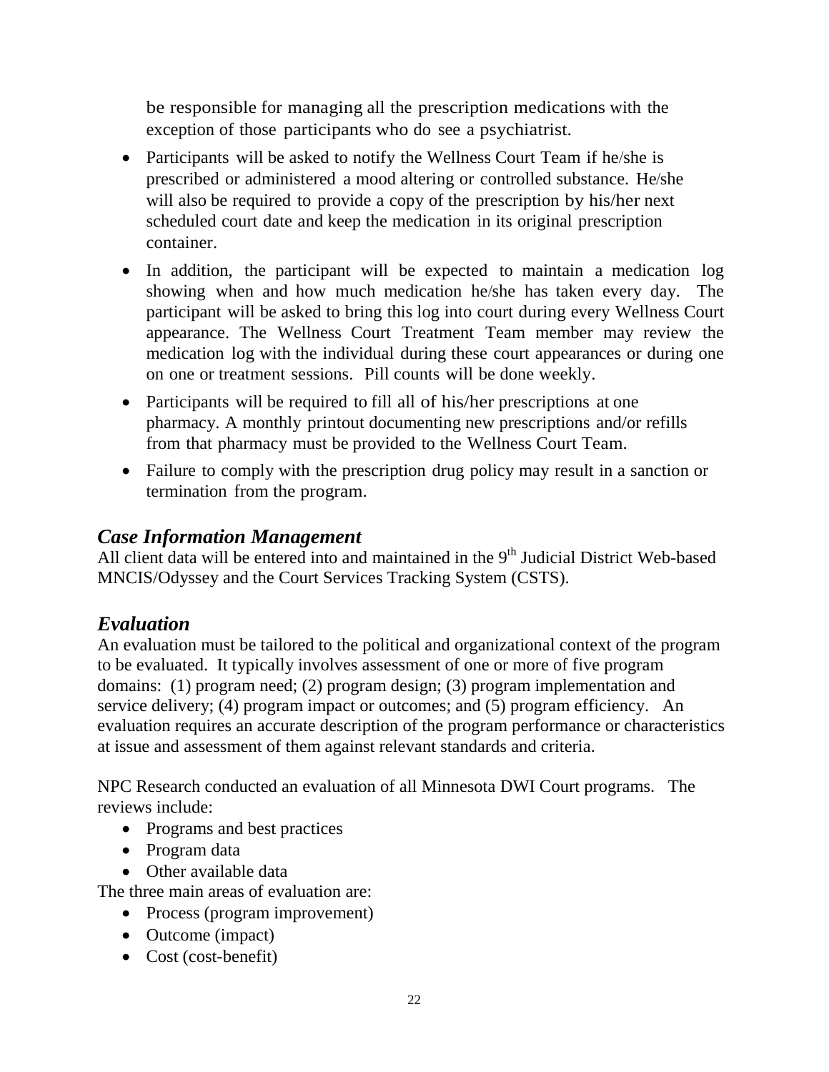be responsible for managing all the prescription medications with the exception of those participants who do see a psychiatrist.

- Participants will be asked to notify the Wellness Court Team if he/she is prescribed or administered a mood altering or controlled substance. He/she will also be required to provide a copy of the prescription by his/her next scheduled court date and keep the medication in its original prescription container.
- In addition, the participant will be expected to maintain a medication log showing when and how much medication he/she has taken every day. The participant will be asked to bring this log into court during every Wellness Court appearance. The Wellness Court Treatment Team member may review the medication log with the individual during these court appearances or during one on one or treatment sessions. Pill counts will be done weekly.
- Participants will be required to fill all of his/her prescriptions at one pharmacy. A monthly printout documenting new prescriptions and/or refills from that pharmacy must be provided to the Wellness Court Team.
- Failure to comply with the prescription drug policy may result in a sanction or termination from the program.

## *Case Information Management*

All client data will be entered into and maintained in the 9th Judicial District Web-based MNCIS/Odyssey and the Court Services Tracking System (CSTS).

## *Evaluation*

An evaluation must be tailored to the political and organizational context of the program to be evaluated. It typically involves assessment of one or more of five program domains: (1) program need; (2) program design; (3) program implementation and service delivery; (4) program impact or outcomes; and (5) program efficiency. An evaluation requires an accurate description of the program performance or characteristics at issue and assessment of them against relevant standards and criteria.

NPC Research conducted an evaluation of all Minnesota DWI Court programs. The reviews include:

- Programs and best practices
- Program data
- Other available data

The three main areas of evaluation are:

- Process (program improvement)
- Outcome (impact)
- Cost (cost-benefit)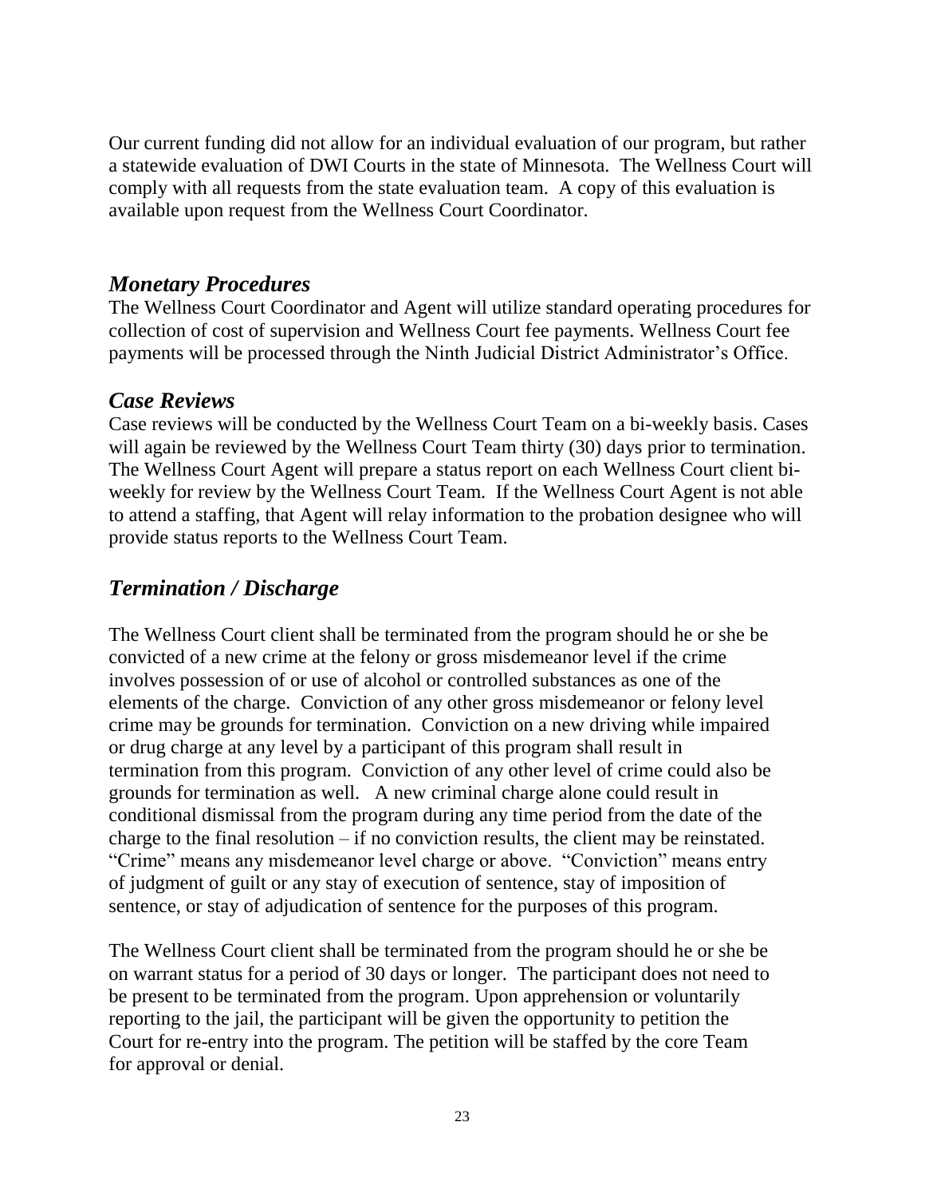Our current funding did not allow for an individual evaluation of our program, but rather a statewide evaluation of DWI Courts in the state of Minnesota. The Wellness Court will comply with all requests from the state evaluation team. A copy of this evaluation is available upon request from the Wellness Court Coordinator.

## *Monetary Procedures*

The Wellness Court Coordinator and Agent will utilize standard operating procedures for collection of cost of supervision and Wellness Court fee payments. Wellness Court fee payments will be processed through the Ninth Judicial District Administrator's Office.

## *Case Reviews*

Case reviews will be conducted by the Wellness Court Team on a bi-weekly basis. Cases will again be reviewed by the Wellness Court Team thirty (30) days prior to termination. The Wellness Court Agent will prepare a status report on each Wellness Court client bi-weekly for review by the Wellness Court Team. If the Wellness Court Agent is not able to attend a staffing, that Agent will relay information to the probation designee who will provide status reports to the Wellness Court Team.

## *Termination / Discharge*

The Wellness Court client shall be terminated from the program should he or she be convicted of a new crime at the felony or gross misdemeanor level if the crime involves possession of or use of alcohol or controlled substances as one of the elements of the charge. Conviction of any other gross misdemeanor or felony level crime may be grounds for termination. Conviction on a new driving while impaired or drug charge at any level by a participant of this program shall result in termination from this program. Conviction of any other level of crime could also be grounds for termination as well. A new criminal charge alone could result in conditional dismissal from the program during any time period from the date of the charge to the final resolution – if no conviction results, the client may be reinstated. "Crime" means any misdemeanor level charge or above. "Conviction" means entry of judgment of guilt or any stay of execution of sentence, stay of imposition of sentence, or stay of adjudication of sentence for the purposes of this program.

The Wellness Court client shall be terminated from the program should he or she be on warrant status for a period of 30 days or longer. The participant does not need to be present to be terminated from the program. Upon apprehension or voluntarily reporting to the jail, the participant will be given the opportunity to petition the Court for re-entry into the program. The petition will be staffed by the core Team for approval or denial.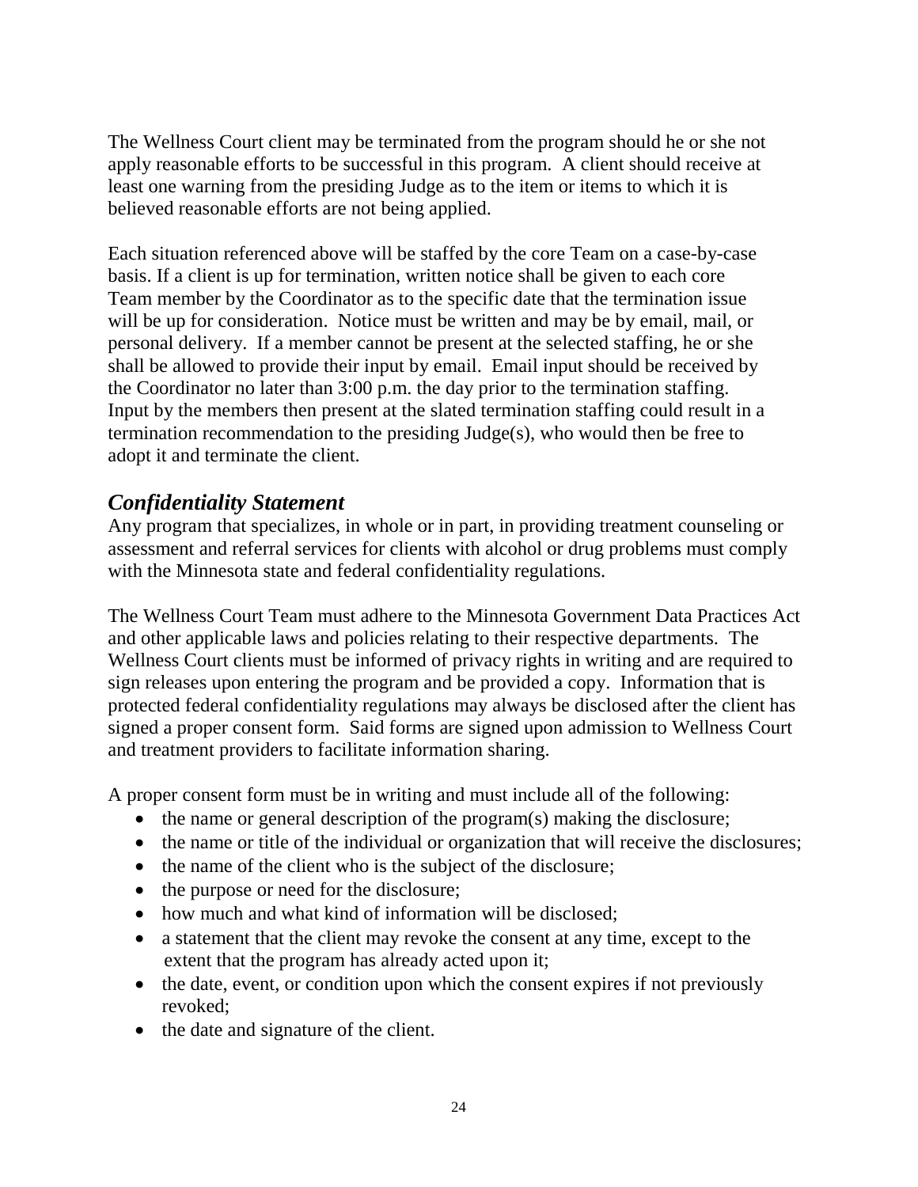The Wellness Court client may be terminated from the program should he or she not apply reasonable efforts to be successful in this program. A client should receive at least one warning from the presiding Judge as to the item or items to which it is believed reasonable efforts are not being applied.

Each situation referenced above will be staffed by the core Team on a case-by-case basis. If a client is up for termination, written notice shall be given to each core Team member by the Coordinator as to the specific date that the termination issue will be up for consideration. Notice must be written and may be by email, mail, or personal delivery. If a member cannot be present at the selected staffing, he or she shall be allowed to provide their input by email. Email input should be received by the Coordinator no later than 3:00 p.m. the day prior to the termination staffing. Input by the members then present at the slated termination staffing could result in a termination recommendation to the presiding Judge(s), who would then be free to adopt it and terminate the client.

## *Confidentiality Statement*

Any program that specializes, in whole or in part, in providing treatment counseling or assessment and referral services for clients with alcohol or drug problems must comply with the Minnesota state and federal confidentiality regulations.

The Wellness Court Team must adhere to the Minnesota Government Data Practices Act and other applicable laws and policies relating to their respective departments. The Wellness Court clients must be informed of privacy rights in writing and are required to sign releases upon entering the program and be provided a copy. Information that is protected federal confidentiality regulations may always be disclosed after the client has signed a proper consent form. Said forms are signed upon admission to Wellness Court and treatment providers to facilitate information sharing.

A proper consent form must be in writing and must include all of the following:

- the name or general description of the program(s) making the disclosure;
- the name or title of the individual or organization that will receive the disclosures;
- the name of the client who is the subject of the disclosure;
- the purpose or need for the disclosure;
- how much and what kind of information will be disclosed;
- a statement that the client may revoke the consent at any time, except to the extent that the program has already acted upon it;
- the date, event, or condition upon which the consent expires if not previously revoked;
- the date and signature of the client.